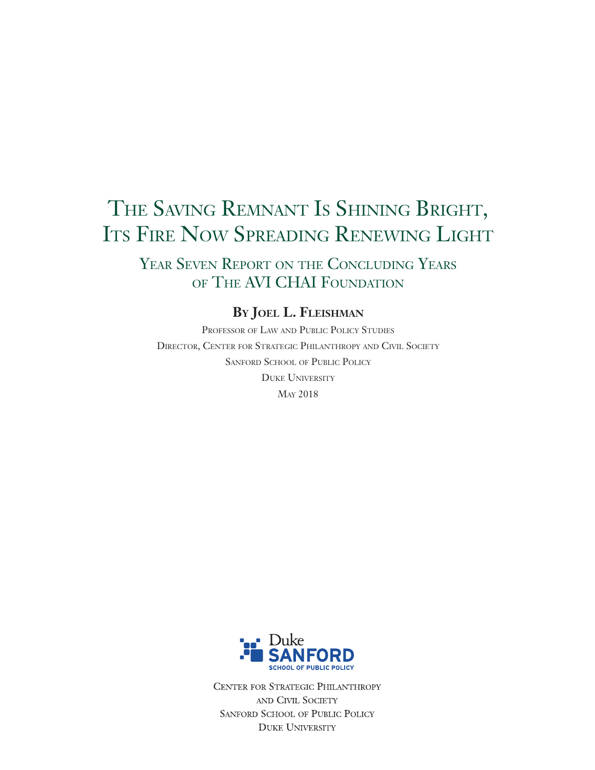# The Saving Remnant Is Shining Bright, Its Fire Now Spreading Renewing Light

## Year Seven Report on the Concluding Years of The AVI CHAI Foundation

**By Joel L. Fleishman**

Professor of Law and Public Policy Studies
Director, Center for Strategic Philanthropy and Civil Society
Sanford School of Public Policy
Duke University
May 2018

Duke
SANFORD
SCHOOL OF PUBLIC POLICY

Center for Strategic Philanthropy
and Civil Society
Sanford School of Public Policy
Duke University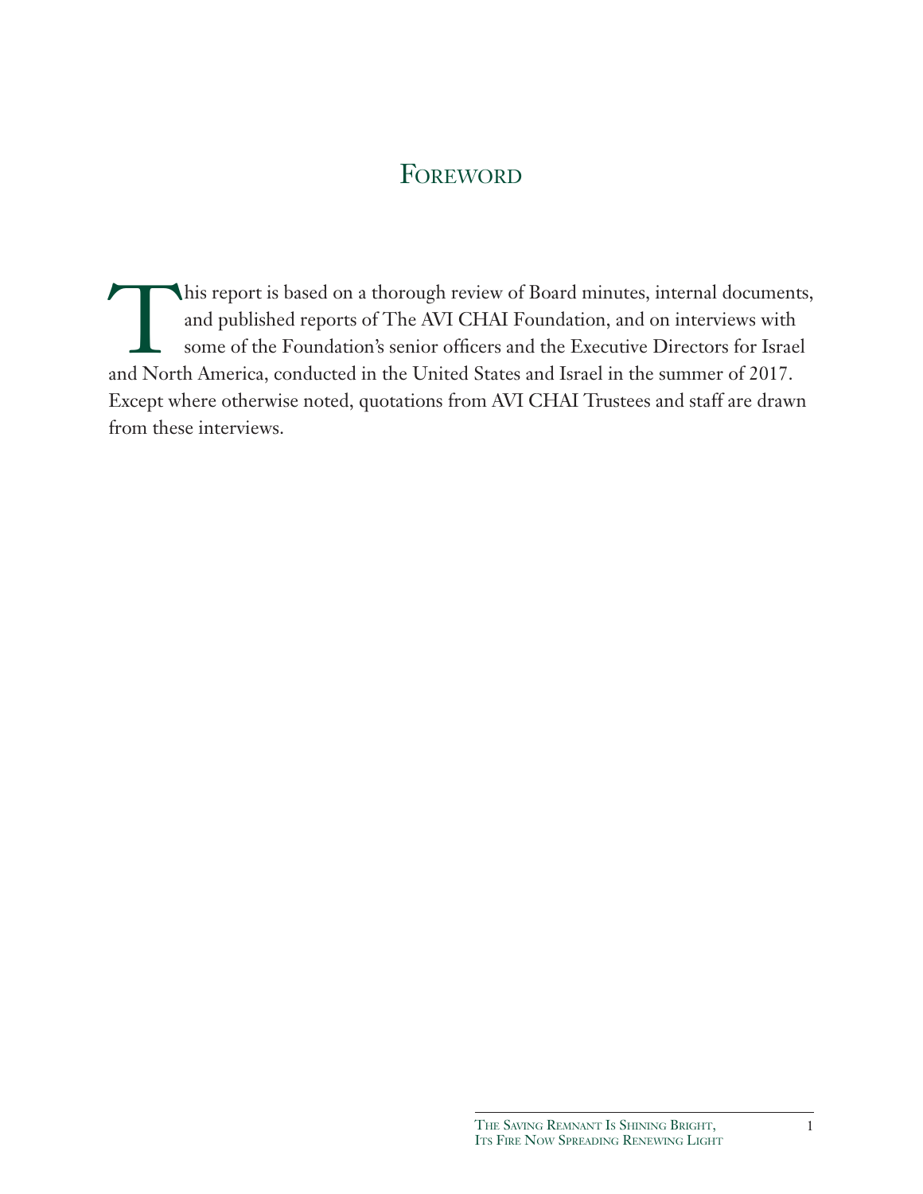# Foreword

This report is based on a thorough review of Board minutes, internal documents, and published reports of The AVI CHAI Foundation, and on interviews with some of the Foundation's senior officers and the Executive Directors for Israel and North America, conducted in the United States and Israel in the summer of 2017. Except where otherwise noted, quotations from AVI CHAI Trustees and staff are drawn from these interviews.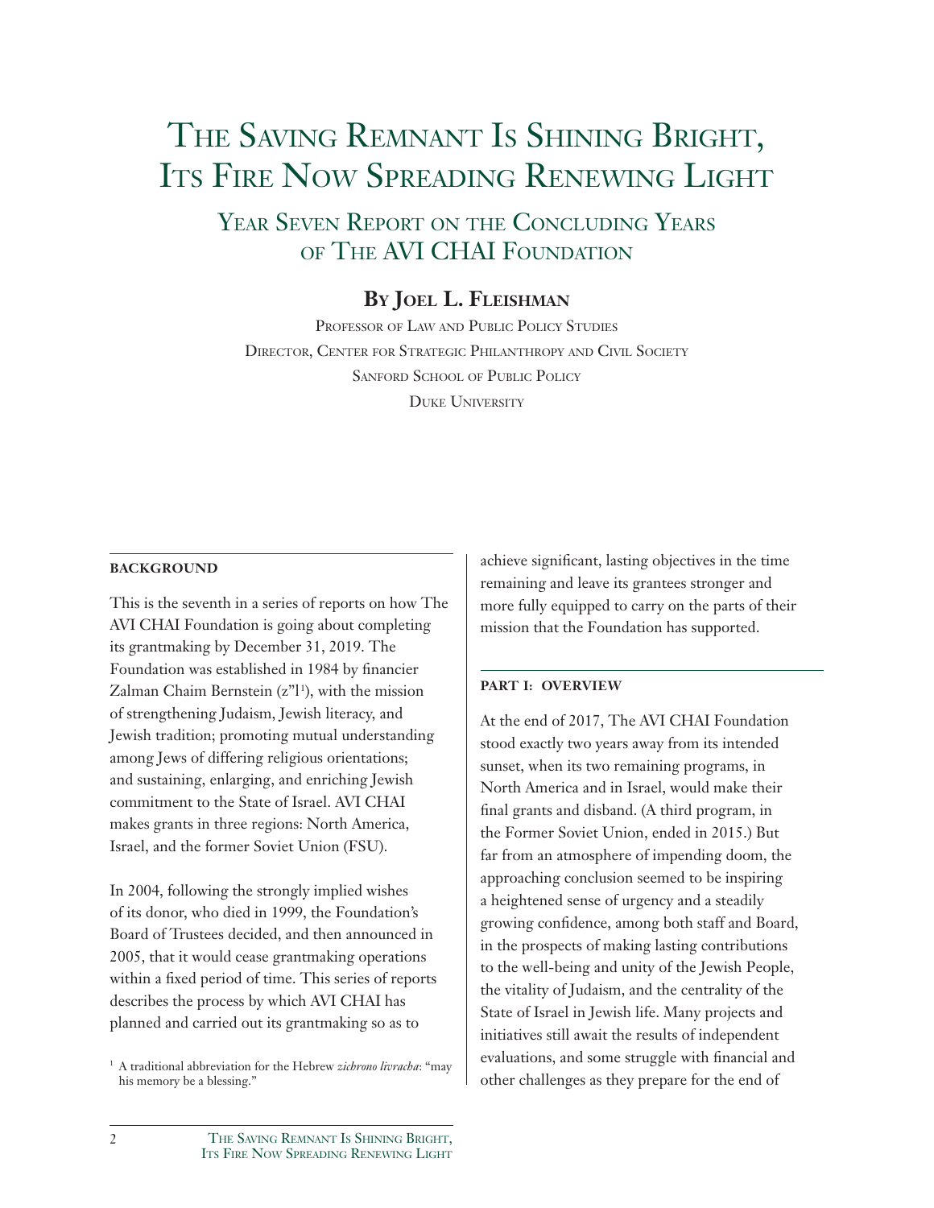# The Saving Remnant Is Shining Bright, Its Fire Now Spreading Renewing Light

## Year Seven Report on the Concluding Years of The AVI CHAI Foundation

### By Joel L. Fleishman

Professor of Law and Public Policy Studies
Director, Center for Strategic Philanthropy and Civil Society
Sanford School of Public Policy
Duke University

#### BACKGROUND

This is the seventh in a series of reports on how The AVI CHAI Foundation is going about completing its grantmaking by December 31, 2019. The Foundation was established in 1984 by financier Zalman Chaim Bernstein (z"l[1]), with the mission of strengthening Judaism, Jewish literacy, and Jewish tradition; promoting mutual understanding among Jews of differing religious orientations; and sustaining, enlarging, and enriching Jewish commitment to the State of Israel. AVI CHAI makes grants in three regions: North America, Israel, and the former Soviet Union (FSU).

In 2004, following the strongly implied wishes of its donor, who died in 1999, the Foundation's Board of Trustees decided, and then announced in 2005, that it would cease grantmaking operations within a fixed period of time. This series of reports describes the process by which AVI CHAI has planned and carried out its grantmaking so as to achieve significant, lasting objectives in the time remaining and leave its grantees stronger and more fully equipped to carry on the parts of their mission that the Foundation has supported.

[1] A traditional abbreviation for the Hebrew *zichrono livracha*: "may his memory be a blessing."

#### PART I: OVERVIEW

At the end of 2017, The AVI CHAI Foundation stood exactly two years away from its intended sunset, when its two remaining programs, in North America and in Israel, would make their final grants and disband. (A third program, in the Former Soviet Union, ended in 2015.) But far from an atmosphere of impending doom, the approaching conclusion seemed to be inspiring a heightened sense of urgency and a steadily growing confidence, among both staff and Board, in the prospects of making lasting contributions to the well-being and unity of the Jewish People, the vitality of Judaism, and the centrality of the State of Israel in Jewish life. Many projects and initiatives still await the results of independent evaluations, and some struggle with financial and other challenges as they prepare for the end of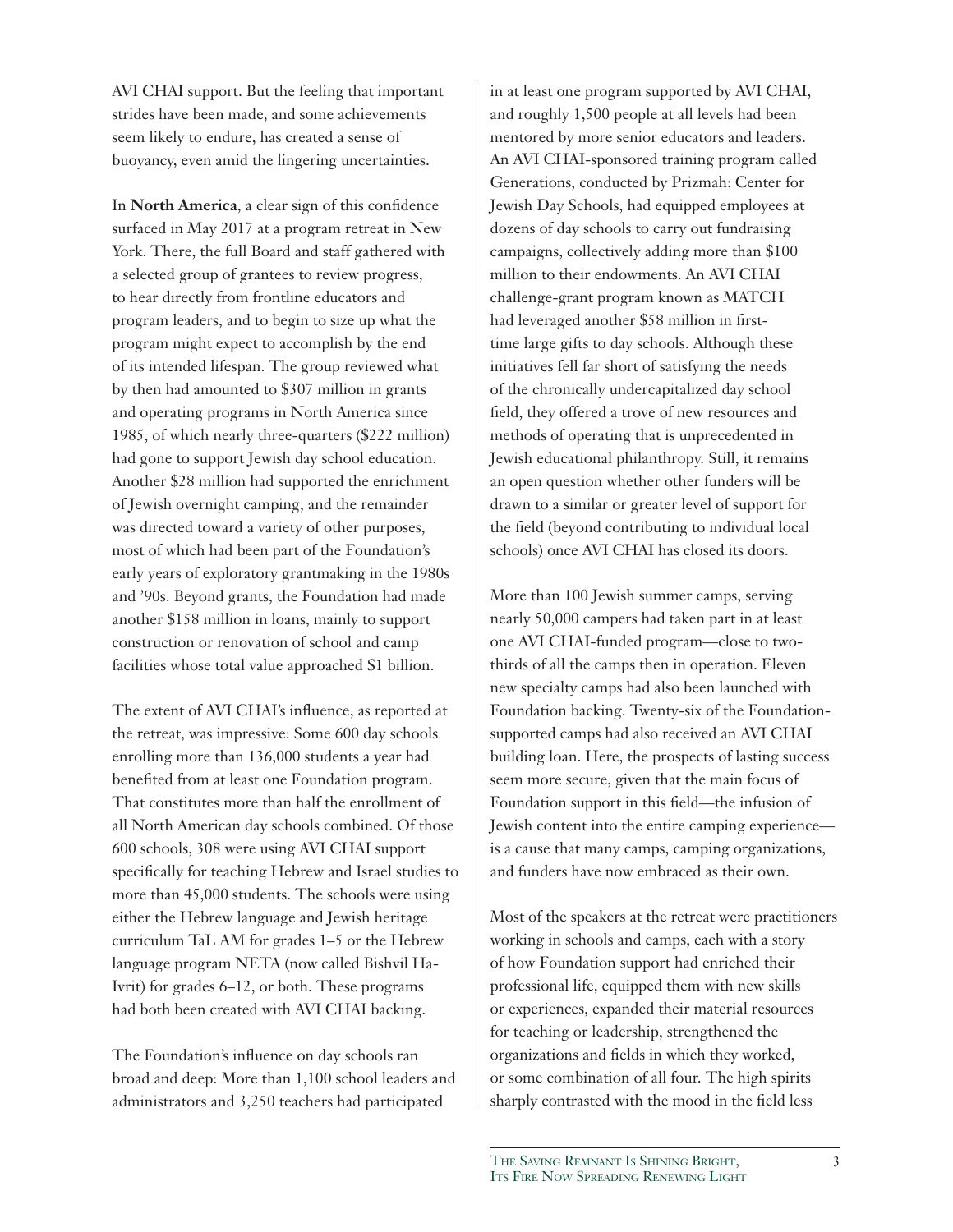AVI CHAI support. But the feeling that important strides have been made, and some achievements seem likely to endure, has created a sense of buoyancy, even amid the lingering uncertainties.

In **North America**, a clear sign of this confidence surfaced in May 2017 at a program retreat in New York. There, the full Board and staff gathered with a selected group of grantees to review progress, to hear directly from frontline educators and program leaders, and to begin to size up what the program might expect to accomplish by the end of its intended lifespan. The group reviewed what by then had amounted to $307 million in grants and operating programs in North America since 1985, of which nearly three-quarters ($222 million) had gone to support Jewish day school education. Another $28 million had supported the enrichment of Jewish overnight camping, and the remainder was directed toward a variety of other purposes, most of which had been part of the Foundation's early years of exploratory grantmaking in the 1980s and '90s. Beyond grants, the Foundation had made another $158 million in loans, mainly to support construction or renovation of school and camp facilities whose total value approached $1 billion.

The extent of AVI CHAI's influence, as reported at the retreat, was impressive: Some 600 day schools enrolling more than 136,000 students a year had benefited from at least one Foundation program. That constitutes more than half the enrollment of all North American day schools combined. Of those 600 schools, 308 were using AVI CHAI support specifically for teaching Hebrew and Israel studies to more than 45,000 students. The schools were using either the Hebrew language and Jewish heritage curriculum TaL AM for grades 1–5 or the Hebrew language program NETA (now called Bishvil Ha-Ivrit) for grades 6–12, or both. These programs had both been created with AVI CHAI backing.

The Foundation's influence on day schools ran broad and deep: More than 1,100 school leaders and administrators and 3,250 teachers had participated in at least one program supported by AVI CHAI, and roughly 1,500 people at all levels had been mentored by more senior educators and leaders. An AVI CHAI-sponsored training program called Generations, conducted by Prizmah: Center for Jewish Day Schools, had equipped employees at dozens of day schools to carry out fundraising campaigns, collectively adding more than $100 million to their endowments. An AVI CHAI challenge-grant program known as MATCH had leveraged another $58 million in first-time large gifts to day schools. Although these initiatives fell far short of satisfying the needs of the chronically undercapitalized day school field, they offered a trove of new resources and methods of operating that is unprecedented in Jewish educational philanthropy. Still, it remains an open question whether other funders will be drawn to a similar or greater level of support for the field (beyond contributing to individual local schools) once AVI CHAI has closed its doors.

More than 100 Jewish summer camps, serving nearly 50,000 campers had taken part in at least one AVI CHAI-funded program—close to two-thirds of all the camps then in operation. Eleven new specialty camps had also been launched with Foundation backing. Twenty-six of the Foundation-supported camps had also received an AVI CHAI building loan. Here, the prospects of lasting success seem more secure, given that the main focus of Foundation support in this field—the infusion of Jewish content into the entire camping experience—is a cause that many camps, camping organizations, and funders have now embraced as their own.

Most of the speakers at the retreat were practitioners working in schools and camps, each with a story of how Foundation support had enriched their professional life, equipped them with new skills or experiences, expanded their material resources for teaching or leadership, strengthened the organizations and fields in which they worked, or some combination of all four. The high spirits sharply contrasted with the mood in the field less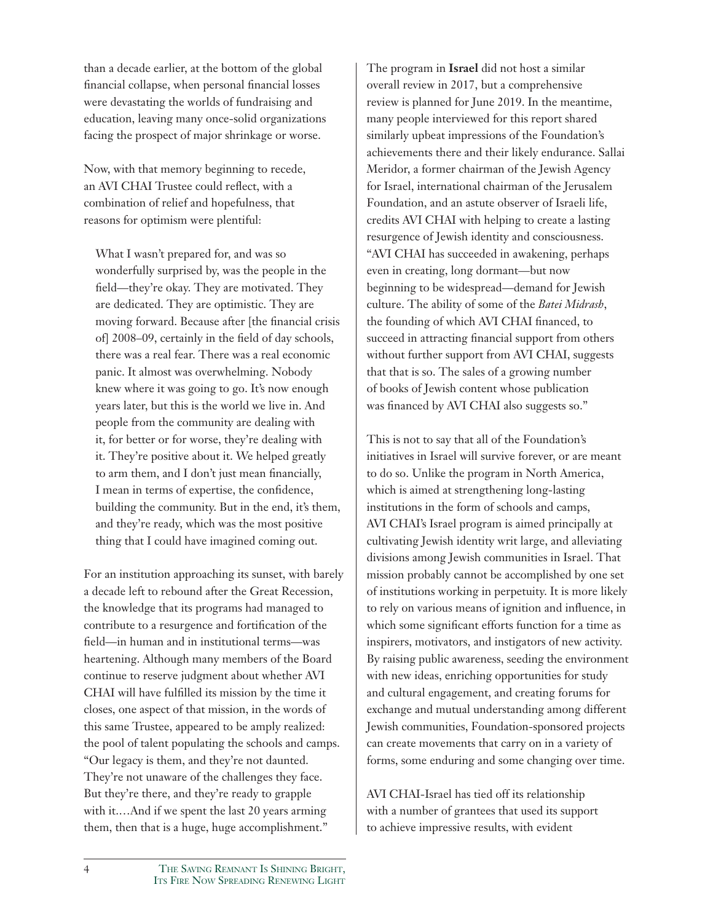than a decade earlier, at the bottom of the global financial collapse, when personal financial losses were devastating the worlds of fundraising and education, leaving many once-solid organizations facing the prospect of major shrinkage or worse.

Now, with that memory beginning to recede, an AVI CHAI Trustee could reflect, with a combination of relief and hopefulness, that reasons for optimism were plentiful:

> What I wasn't prepared for, and was so wonderfully surprised by, was the people in the field—they're okay. They are motivated. They are dedicated. They are optimistic. They are moving forward. Because after [the financial crisis of] 2008–09, certainly in the field of day schools, there was a real fear. There was a real economic panic. It almost was overwhelming. Nobody knew where it was going to go. It's now enough years later, but this is the world we live in. And people from the community are dealing with it, for better or for worse, they're dealing with it. They're positive about it. We helped greatly to arm them, and I don't just mean financially, I mean in terms of expertise, the confidence, building the community. But in the end, it's them, and they're ready, which was the most positive thing that I could have imagined coming out.

For an institution approaching its sunset, with barely a decade left to rebound after the Great Recession, the knowledge that its programs had managed to contribute to a resurgence and fortification of the field—in human and in institutional terms—was heartening. Although many members of the Board continue to reserve judgment about whether AVI CHAI will have fulfilled its mission by the time it closes, one aspect of that mission, in the words of this same Trustee, appeared to be amply realized: the pool of talent populating the schools and camps. "Our legacy is them, and they're not daunted. They're not unaware of the challenges they face. But they're there, and they're ready to grapple with it.…And if we spent the last 20 years arming them, then that is a huge, huge accomplishment."

The program in **Israel** did not host a similar overall review in 2017, but a comprehensive review is planned for June 2019. In the meantime, many people interviewed for this report shared similarly upbeat impressions of the Foundation's achievements there and their likely endurance. Sallai Meridor, a former chairman of the Jewish Agency for Israel, international chairman of the Jerusalem Foundation, and an astute observer of Israeli life, credits AVI CHAI with helping to create a lasting resurgence of Jewish identity and consciousness. "AVI CHAI has succeeded in awakening, perhaps even in creating, long dormant—but now beginning to be widespread—demand for Jewish culture. The ability of some of the *Batei Midrash*, the founding of which AVI CHAI financed, to succeed in attracting financial support from others without further support from AVI CHAI, suggests that that is so. The sales of a growing number of books of Jewish content whose publication was financed by AVI CHAI also suggests so."

This is not to say that all of the Foundation's initiatives in Israel will survive forever, or are meant to do so. Unlike the program in North America, which is aimed at strengthening long-lasting institutions in the form of schools and camps, AVI CHAI's Israel program is aimed principally at cultivating Jewish identity writ large, and alleviating divisions among Jewish communities in Israel. That mission probably cannot be accomplished by one set of institutions working in perpetuity. It is more likely to rely on various means of ignition and influence, in which some significant efforts function for a time as inspirers, motivators, and instigators of new activity. By raising public awareness, seeding the environment with new ideas, enriching opportunities for study and cultural engagement, and creating forums for exchange and mutual understanding among different Jewish communities, Foundation-sponsored projects can create movements that carry on in a variety of forms, some enduring and some changing over time.

AVI CHAI-Israel has tied off its relationship with a number of grantees that used its support to achieve impressive results, with evident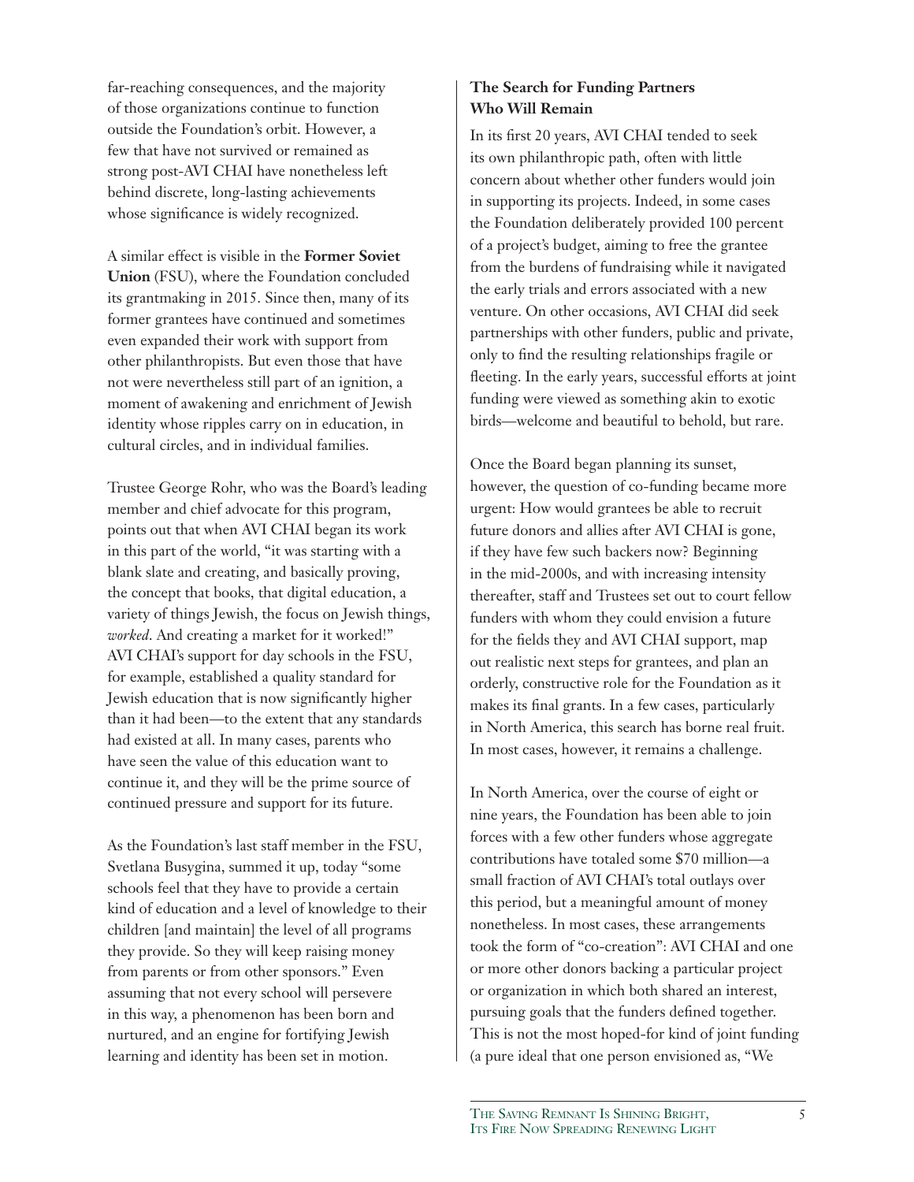far-reaching consequences, and the majority of those organizations continue to function outside the Foundation's orbit. However, a few that have not survived or remained as strong post-AVI CHAI have nonetheless left behind discrete, long-lasting achievements whose significance is widely recognized.

A similar effect is visible in the **Former Soviet Union** (FSU), where the Foundation concluded its grantmaking in 2015. Since then, many of its former grantees have continued and sometimes even expanded their work with support from other philanthropists. But even those that have not were nevertheless still part of an ignition, a moment of awakening and enrichment of Jewish identity whose ripples carry on in education, in cultural circles, and in individual families.

Trustee George Rohr, who was the Board's leading member and chief advocate for this program, points out that when AVI CHAI began its work in this part of the world, "it was starting with a blank slate and creating, and basically proving, the concept that books, that digital education, a variety of things Jewish, the focus on Jewish things, *worked*. And creating a market for it worked!" AVI CHAI's support for day schools in the FSU, for example, established a quality standard for Jewish education that is now significantly higher than it had been—to the extent that any standards had existed at all. In many cases, parents who have seen the value of this education want to continue it, and they will be the prime source of continued pressure and support for its future.

As the Foundation's last staff member in the FSU, Svetlana Busygina, summed it up, today "some schools feel that they have to provide a certain kind of education and a level of knowledge to their children [and maintain] the level of all programs they provide. So they will keep raising money from parents or from other sponsors." Even assuming that not every school will persevere in this way, a phenomenon has been born and nurtured, and an engine for fortifying Jewish learning and identity has been set in motion.

### The Search for Funding Partners Who Will Remain

In its first 20 years, AVI CHAI tended to seek its own philanthropic path, often with little concern about whether other funders would join in supporting its projects. Indeed, in some cases the Foundation deliberately provided 100 percent of a project's budget, aiming to free the grantee from the burdens of fundraising while it navigated the early trials and errors associated with a new venture. On other occasions, AVI CHAI did seek partnerships with other funders, public and private, only to find the resulting relationships fragile or fleeting. In the early years, successful efforts at joint funding were viewed as something akin to exotic birds—welcome and beautiful to behold, but rare.

Once the Board began planning its sunset, however, the question of co-funding became more urgent: How would grantees be able to recruit future donors and allies after AVI CHAI is gone, if they have few such backers now? Beginning in the mid-2000s, and with increasing intensity thereafter, staff and Trustees set out to court fellow funders with whom they could envision a future for the fields they and AVI CHAI support, map out realistic next steps for grantees, and plan an orderly, constructive role for the Foundation as it makes its final grants. In a few cases, particularly in North America, this search has borne real fruit. In most cases, however, it remains a challenge.

In North America, over the course of eight or nine years, the Foundation has been able to join forces with a few other funders whose aggregate contributions have totaled some $70 million—a small fraction of AVI CHAI's total outlays over this period, but a meaningful amount of money nonetheless. In most cases, these arrangements took the form of "co-creation": AVI CHAI and one or more other donors backing a particular project or organization in which both shared an interest, pursuing goals that the funders defined together. This is not the most hoped-for kind of joint funding (a pure ideal that one person envisioned as, "We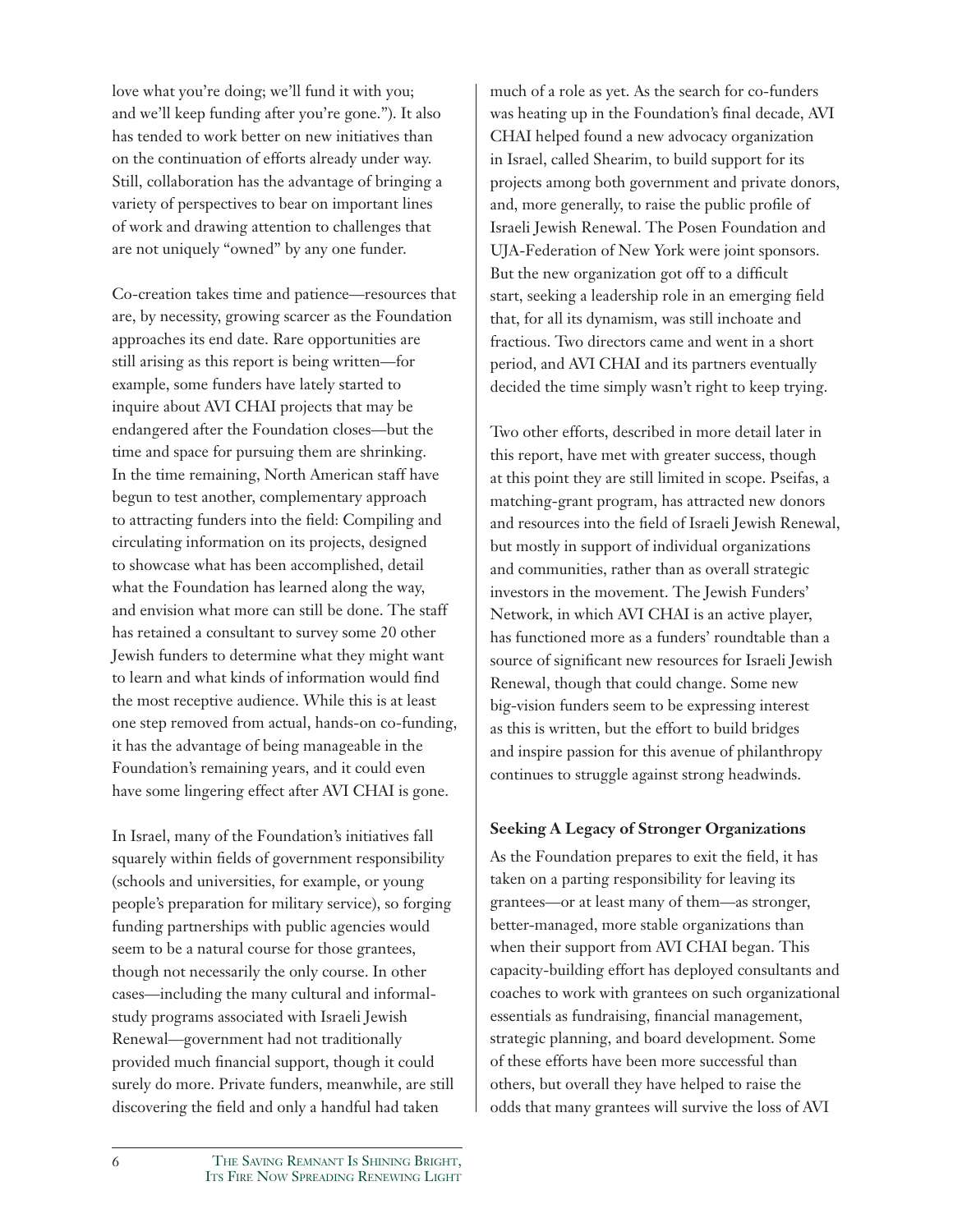love what you're doing; we'll fund it with you; and we'll keep funding after you're gone."). It also has tended to work better on new initiatives than on the continuation of efforts already under way. Still, collaboration has the advantage of bringing a variety of perspectives to bear on important lines of work and drawing attention to challenges that are not uniquely "owned" by any one funder.

Co-creation takes time and patience—resources that are, by necessity, growing scarcer as the Foundation approaches its end date. Rare opportunities are still arising as this report is being written—for example, some funders have lately started to inquire about AVI CHAI projects that may be endangered after the Foundation closes—but the time and space for pursuing them are shrinking. In the time remaining, North American staff have begun to test another, complementary approach to attracting funders into the field: Compiling and circulating information on its projects, designed to showcase what has been accomplished, detail what the Foundation has learned along the way, and envision what more can still be done. The staff has retained a consultant to survey some 20 other Jewish funders to determine what they might want to learn and what kinds of information would find the most receptive audience. While this is at least one step removed from actual, hands-on co-funding, it has the advantage of being manageable in the Foundation's remaining years, and it could even have some lingering effect after AVI CHAI is gone.

In Israel, many of the Foundation's initiatives fall squarely within fields of government responsibility (schools and universities, for example, or young people's preparation for military service), so forging funding partnerships with public agencies would seem to be a natural course for those grantees, though not necessarily the only course. In other cases—including the many cultural and informal-study programs associated with Israeli Jewish Renewal—government had not traditionally provided much financial support, though it could surely do more. Private funders, meanwhile, are still discovering the field and only a handful had taken much of a role as yet. As the search for co-funders was heating up in the Foundation's final decade, AVI CHAI helped found a new advocacy organization in Israel, called Shearim, to build support for its projects among both government and private donors, and, more generally, to raise the public profile of Israeli Jewish Renewal. The Posen Foundation and UJA-Federation of New York were joint sponsors. But the new organization got off to a difficult start, seeking a leadership role in an emerging field that, for all its dynamism, was still inchoate and fractious. Two directors came and went in a short period, and AVI CHAI and its partners eventually decided the time simply wasn't right to keep trying.

Two other efforts, described in more detail later in this report, have met with greater success, though at this point they are still limited in scope. Pseifas, a matching-grant program, has attracted new donors and resources into the field of Israeli Jewish Renewal, but mostly in support of individual organizations and communities, rather than as overall strategic investors in the movement. The Jewish Funders' Network, in which AVI CHAI is an active player, has functioned more as a funders' roundtable than a source of significant new resources for Israeli Jewish Renewal, though that could change. Some new big-vision funders seem to be expressing interest as this is written, but the effort to build bridges and inspire passion for this avenue of philanthropy continues to struggle against strong headwinds.

**Seeking A Legacy of Stronger Organizations**

As the Foundation prepares to exit the field, it has taken on a parting responsibility for leaving its grantees—or at least many of them—as stronger, better-managed, more stable organizations than when their support from AVI CHAI began. This capacity-building effort has deployed consultants and coaches to work with grantees on such organizational essentials as fundraising, financial management, strategic planning, and board development. Some of these efforts have been more successful than others, but overall they have helped to raise the odds that many grantees will survive the loss of AVI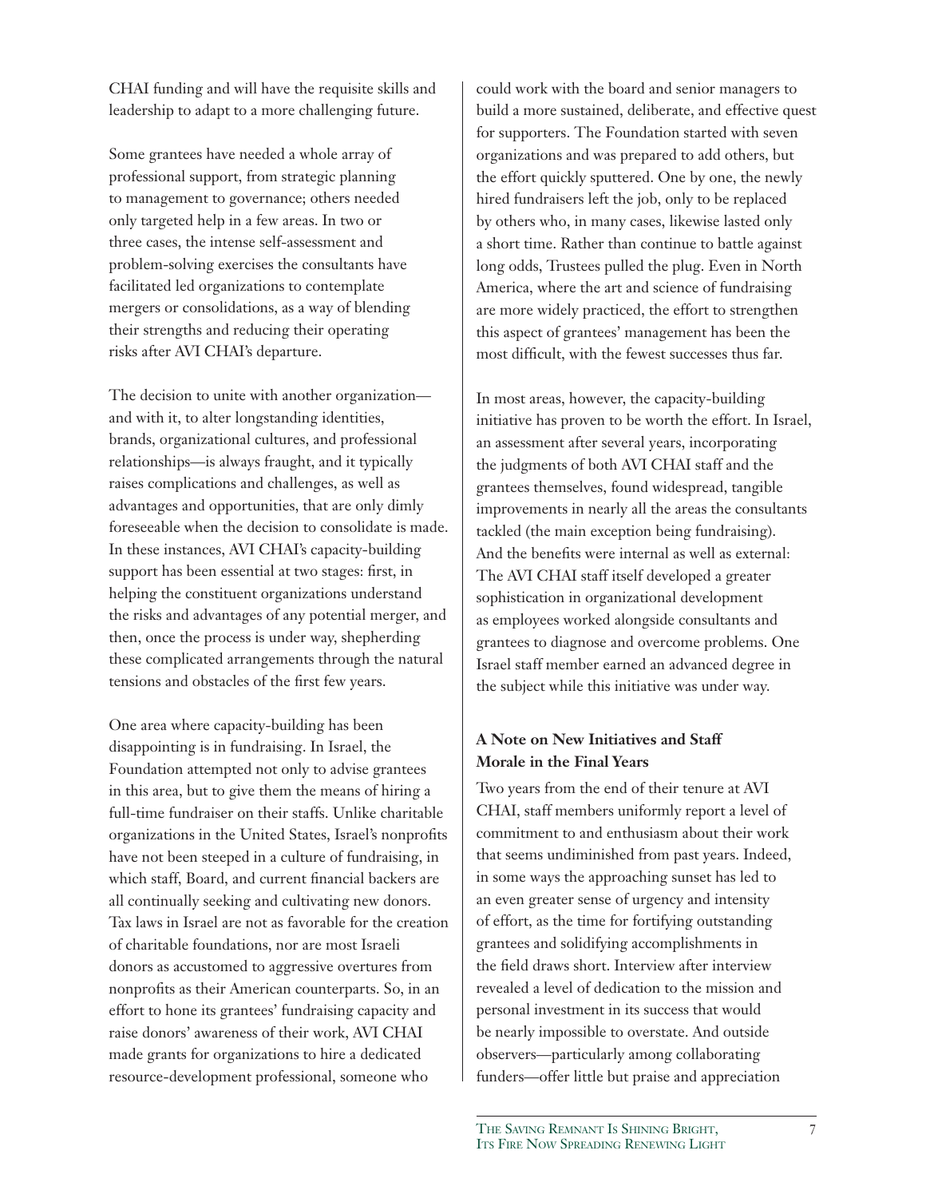CHAI funding and will have the requisite skills and leadership to adapt to a more challenging future.

Some grantees have needed a whole array of professional support, from strategic planning to management to governance; others needed only targeted help in a few areas. In two or three cases, the intense self-assessment and problem-solving exercises the consultants have facilitated led organizations to contemplate mergers or consolidations, as a way of blending their strengths and reducing their operating risks after AVI CHAI's departure.

The decision to unite with another organization—and with it, to alter longstanding identities, brands, organizational cultures, and professional relationships—is always fraught, and it typically raises complications and challenges, as well as advantages and opportunities, that are only dimly foreseeable when the decision to consolidate is made. In these instances, AVI CHAI's capacity-building support has been essential at two stages: first, in helping the constituent organizations understand the risks and advantages of any potential merger, and then, once the process is under way, shepherding these complicated arrangements through the natural tensions and obstacles of the first few years.

One area where capacity-building has been disappointing is in fundraising. In Israel, the Foundation attempted not only to advise grantees in this area, but to give them the means of hiring a full-time fundraiser on their staffs. Unlike charitable organizations in the United States, Israel's nonprofits have not been steeped in a culture of fundraising, in which staff, Board, and current financial backers are all continually seeking and cultivating new donors. Tax laws in Israel are not as favorable for the creation of charitable foundations, nor are most Israeli donors as accustomed to aggressive overtures from nonprofits as their American counterparts. So, in an effort to hone its grantees' fundraising capacity and raise donors' awareness of their work, AVI CHAI made grants for organizations to hire a dedicated resource-development professional, someone who could work with the board and senior managers to build a more sustained, deliberate, and effective quest for supporters. The Foundation started with seven organizations and was prepared to add others, but the effort quickly sputtered. One by one, the newly hired fundraisers left the job, only to be replaced by others who, in many cases, likewise lasted only a short time. Rather than continue to battle against long odds, Trustees pulled the plug. Even in North America, where the art and science of fundraising are more widely practiced, the effort to strengthen this aspect of grantees' management has been the most difficult, with the fewest successes thus far.

In most areas, however, the capacity-building initiative has proven to be worth the effort. In Israel, an assessment after several years, incorporating the judgments of both AVI CHAI staff and the grantees themselves, found widespread, tangible improvements in nearly all the areas the consultants tackled (the main exception being fundraising). And the benefits were internal as well as external: The AVI CHAI staff itself developed a greater sophistication in organizational development as employees worked alongside consultants and grantees to diagnose and overcome problems. One Israel staff member earned an advanced degree in the subject while this initiative was under way.

### A Note on New Initiatives and Staff Morale in the Final Years

Two years from the end of their tenure at AVI CHAI, staff members uniformly report a level of commitment to and enthusiasm about their work that seems undiminished from past years. Indeed, in some ways the approaching sunset has led to an even greater sense of urgency and intensity of effort, as the time for fortifying outstanding grantees and solidifying accomplishments in the field draws short. Interview after interview revealed a level of dedication to the mission and personal investment in its success that would be nearly impossible to overstate. And outside observers—particularly among collaborating funders—offer little but praise and appreciation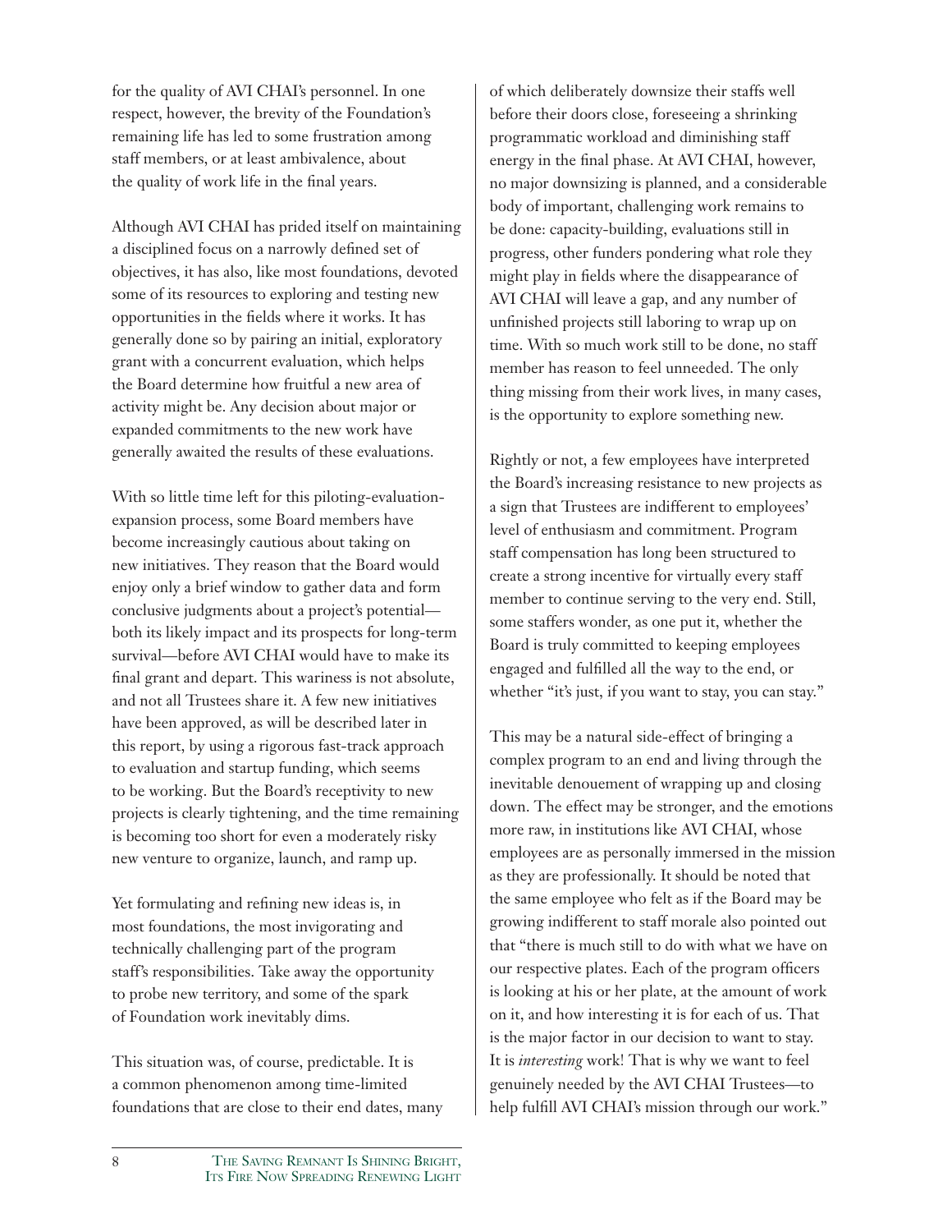for the quality of AVI CHAI's personnel. In one respect, however, the brevity of the Foundation's remaining life has led to some frustration among staff members, or at least ambivalence, about the quality of work life in the final years.

Although AVI CHAI has prided itself on maintaining a disciplined focus on a narrowly defined set of objectives, it has also, like most foundations, devoted some of its resources to exploring and testing new opportunities in the fields where it works. It has generally done so by pairing an initial, exploratory grant with a concurrent evaluation, which helps the Board determine how fruitful a new area of activity might be. Any decision about major or expanded commitments to the new work have generally awaited the results of these evaluations.

With so little time left for this piloting-evaluation-expansion process, some Board members have become increasingly cautious about taking on new initiatives. They reason that the Board would enjoy only a brief window to gather data and form conclusive judgments about a project's potential—both its likely impact and its prospects for long-term survival—before AVI CHAI would have to make its final grant and depart. This wariness is not absolute, and not all Trustees share it. A few new initiatives have been approved, as will be described later in this report, by using a rigorous fast-track approach to evaluation and startup funding, which seems to be working. But the Board's receptivity to new projects is clearly tightening, and the time remaining is becoming too short for even a moderately risky new venture to organize, launch, and ramp up.

Yet formulating and refining new ideas is, in most foundations, the most invigorating and technically challenging part of the program staff's responsibilities. Take away the opportunity to probe new territory, and some of the spark of Foundation work inevitably dims.

This situation was, of course, predictable. It is a common phenomenon among time-limited foundations that are close to their end dates, many of which deliberately downsize their staffs well before their doors close, foreseeing a shrinking programmatic workload and diminishing staff energy in the final phase. At AVI CHAI, however, no major downsizing is planned, and a considerable body of important, challenging work remains to be done: capacity-building, evaluations still in progress, other funders pondering what role they might play in fields where the disappearance of AVI CHAI will leave a gap, and any number of unfinished projects still laboring to wrap up on time. With so much work still to be done, no staff member has reason to feel unneeded. The only thing missing from their work lives, in many cases, is the opportunity to explore something new.

Rightly or not, a few employees have interpreted the Board's increasing resistance to new projects as a sign that Trustees are indifferent to employees' level of enthusiasm and commitment. Program staff compensation has long been structured to create a strong incentive for virtually every staff member to continue serving to the very end. Still, some staffers wonder, as one put it, whether the Board is truly committed to keeping employees engaged and fulfilled all the way to the end, or whether "it's just, if you want to stay, you can stay."

This may be a natural side-effect of bringing a complex program to an end and living through the inevitable denouement of wrapping up and closing down. The effect may be stronger, and the emotions more raw, in institutions like AVI CHAI, whose employees are as personally immersed in the mission as they are professionally. It should be noted that the same employee who felt as if the Board may be growing indifferent to staff morale also pointed out that "there is much still to do with what we have on our respective plates. Each of the program officers is looking at his or her plate, at the amount of work on it, and how interesting it is for each of us. That is the major factor in our decision to want to stay. It is *interesting* work! That is why we want to feel genuinely needed by the AVI CHAI Trustees—to help fulfill AVI CHAI's mission through our work."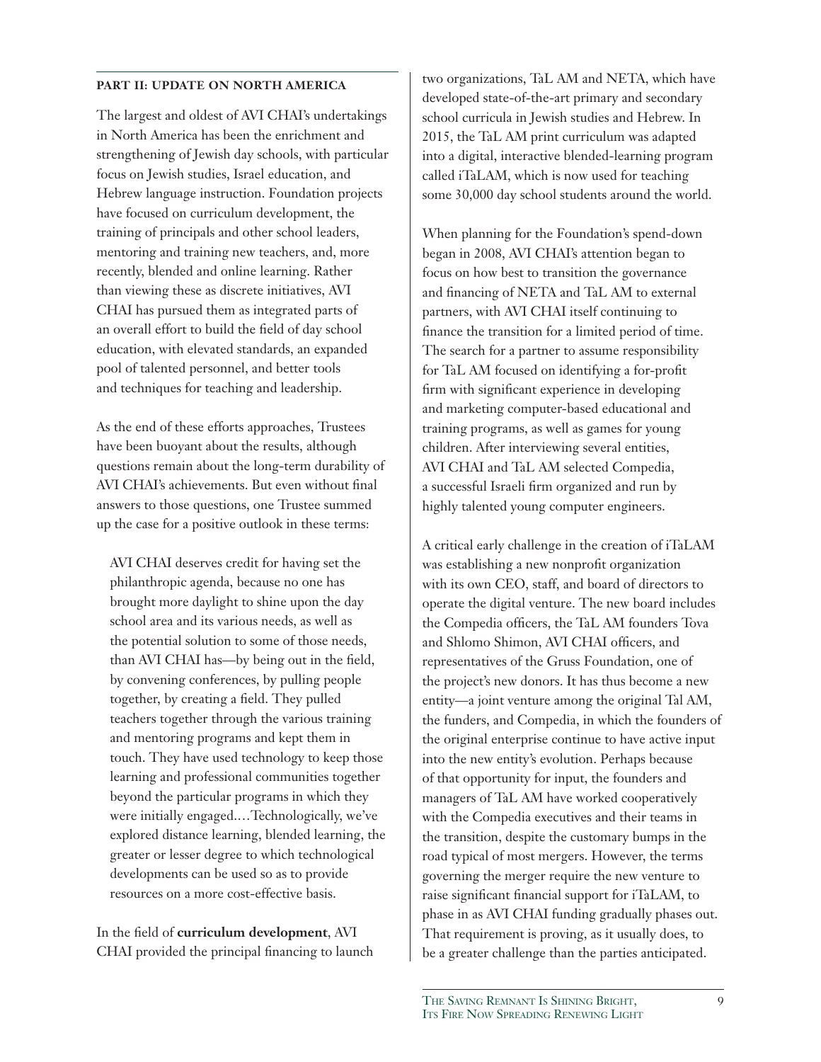## PART II: UPDATE ON NORTH AMERICA

The largest and oldest of AVI CHAI's undertakings in North America has been the enrichment and strengthening of Jewish day schools, with particular focus on Jewish studies, Israel education, and Hebrew language instruction. Foundation projects have focused on curriculum development, the training of principals and other school leaders, mentoring and training new teachers, and, more recently, blended and online learning. Rather than viewing these as discrete initiatives, AVI CHAI has pursued them as integrated parts of an overall effort to build the field of day school education, with elevated standards, an expanded pool of talented personnel, and better tools and techniques for teaching and leadership.

As the end of these efforts approaches, Trustees have been buoyant about the results, although questions remain about the long-term durability of AVI CHAI's achievements. But even without final answers to those questions, one Trustee summed up the case for a positive outlook in these terms:

> AVI CHAI deserves credit for having set the philanthropic agenda, because no one has brought more daylight to shine upon the day school area and its various needs, as well as the potential solution to some of those needs, than AVI CHAI has—by being out in the field, by convening conferences, by pulling people together, by creating a field. They pulled teachers together through the various training and mentoring programs and kept them in touch. They have used technology to keep those learning and professional communities together beyond the particular programs in which they were initially engaged.…Technologically, we've explored distance learning, blended learning, the greater or lesser degree to which technological developments can be used so as to provide resources on a more cost-effective basis.

In the field of **curriculum development**, AVI CHAI provided the principal financing to launch two organizations, TaL AM and NETA, which have developed state-of-the-art primary and secondary school curricula in Jewish studies and Hebrew. In 2015, the TaL AM print curriculum was adapted into a digital, interactive blended-learning program called iTaLAM, which is now used for teaching some 30,000 day school students around the world.

When planning for the Foundation's spend-down began in 2008, AVI CHAI's attention began to focus on how best to transition the governance and financing of NETA and TaL AM to external partners, with AVI CHAI itself continuing to finance the transition for a limited period of time. The search for a partner to assume responsibility for TaL AM focused on identifying a for-profit firm with significant experience in developing and marketing computer-based educational and training programs, as well as games for young children. After interviewing several entities, AVI CHAI and TaL AM selected Compedia, a successful Israeli firm organized and run by highly talented young computer engineers.

A critical early challenge in the creation of iTaLAM was establishing a new nonprofit organization with its own CEO, staff, and board of directors to operate the digital venture. The new board includes the Compedia officers, the TaL AM founders Tova and Shlomo Shimon, AVI CHAI officers, and representatives of the Gruss Foundation, one of the project's new donors. It has thus become a new entity—a joint venture among the original Tal AM, the funders, and Compedia, in which the founders of the original enterprise continue to have active input into the new entity's evolution. Perhaps because of that opportunity for input, the founders and managers of TaL AM have worked cooperatively with the Compedia executives and their teams in the transition, despite the customary bumps in the road typical of most mergers. However, the terms governing the merger require the new venture to raise significant financial support for iTaLAM, to phase in as AVI CHAI funding gradually phases out. That requirement is proving, as it usually does, to be a greater challenge than the parties anticipated.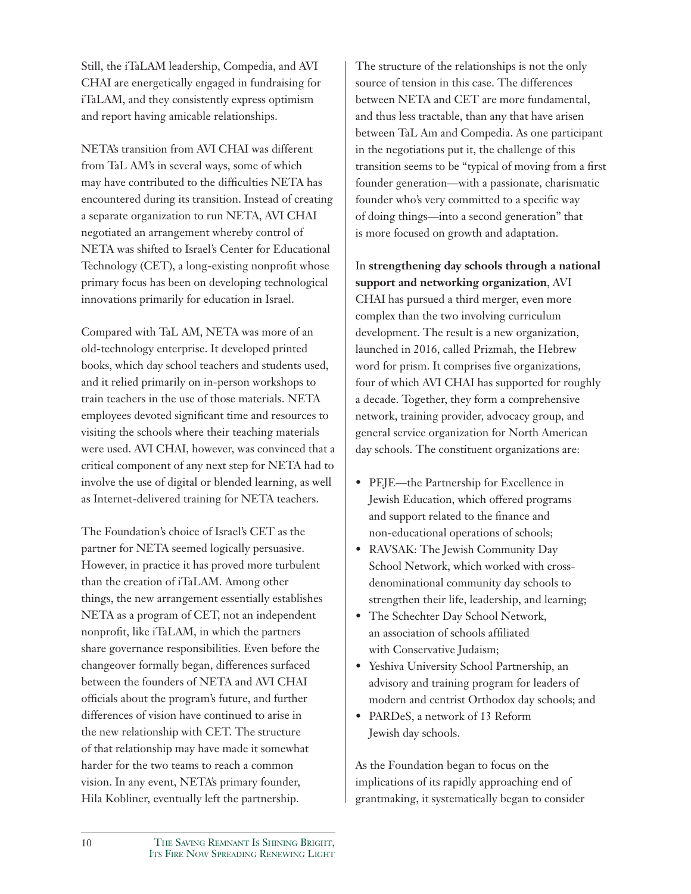Still, the iTaLAM leadership, Compedia, and AVI CHAI are energetically engaged in fundraising for iTaLAM, and they consistently express optimism and report having amicable relationships.

NETA's transition from AVI CHAI was different from TaL AM's in several ways, some of which may have contributed to the difficulties NETA has encountered during its transition. Instead of creating a separate organization to run NETA, AVI CHAI negotiated an arrangement whereby control of NETA was shifted to Israel's Center for Educational Technology (CET), a long-existing nonprofit whose primary focus has been on developing technological innovations primarily for education in Israel.

Compared with TaL AM, NETA was more of an old-technology enterprise. It developed printed books, which day school teachers and students used, and it relied primarily on in-person workshops to train teachers in the use of those materials. NETA employees devoted significant time and resources to visiting the schools where their teaching materials were used. AVI CHAI, however, was convinced that a critical component of any next step for NETA had to involve the use of digital or blended learning, as well as Internet-delivered training for NETA teachers.

The Foundation's choice of Israel's CET as the partner for NETA seemed logically persuasive. However, in practice it has proved more turbulent than the creation of iTaLAM. Among other things, the new arrangement essentially establishes NETA as a program of CET, not an independent nonprofit, like iTaLAM, in which the partners share governance responsibilities. Even before the changeover formally began, differences surfaced between the founders of NETA and AVI CHAI officials about the program's future, and further differences of vision have continued to arise in the new relationship with CET. The structure of that relationship may have made it somewhat harder for the two teams to reach a common vision. In any event, NETA's primary founder, Hila Kobliner, eventually left the partnership.

The structure of the relationships is not the only source of tension in this case. The differences between NETA and CET are more fundamental, and thus less tractable, than any that have arisen between TaL Am and Compedia. As one participant in the negotiations put it, the challenge of this transition seems to be "typical of moving from a first founder generation—with a passionate, charismatic founder who's very committed to a specific way of doing things—into a second generation" that is more focused on growth and adaptation.

In **strengthening day schools through a national support and networking organization**, AVI CHAI has pursued a third merger, even more complex than the two involving curriculum development. The result is a new organization, launched in 2016, called Prizmah, the Hebrew word for prism. It comprises five organizations, four of which AVI CHAI has supported for roughly a decade. Together, they form a comprehensive network, training provider, advocacy group, and general service organization for North American day schools. The constituent organizations are:

- PEJE—the Partnership for Excellence in Jewish Education, which offered programs and support related to the finance and non-educational operations of schools;
- RAVSAK: The Jewish Community Day School Network, which worked with cross-denominational community day schools to strengthen their life, leadership, and learning;
- The Schechter Day School Network, an association of schools affiliated with Conservative Judaism;
- Yeshiva University School Partnership, an advisory and training program for leaders of modern and centrist Orthodox day schools; and
- PARDeS, a network of 13 Reform Jewish day schools.

As the Foundation began to focus on the implications of its rapidly approaching end of grantmaking, it systematically began to consider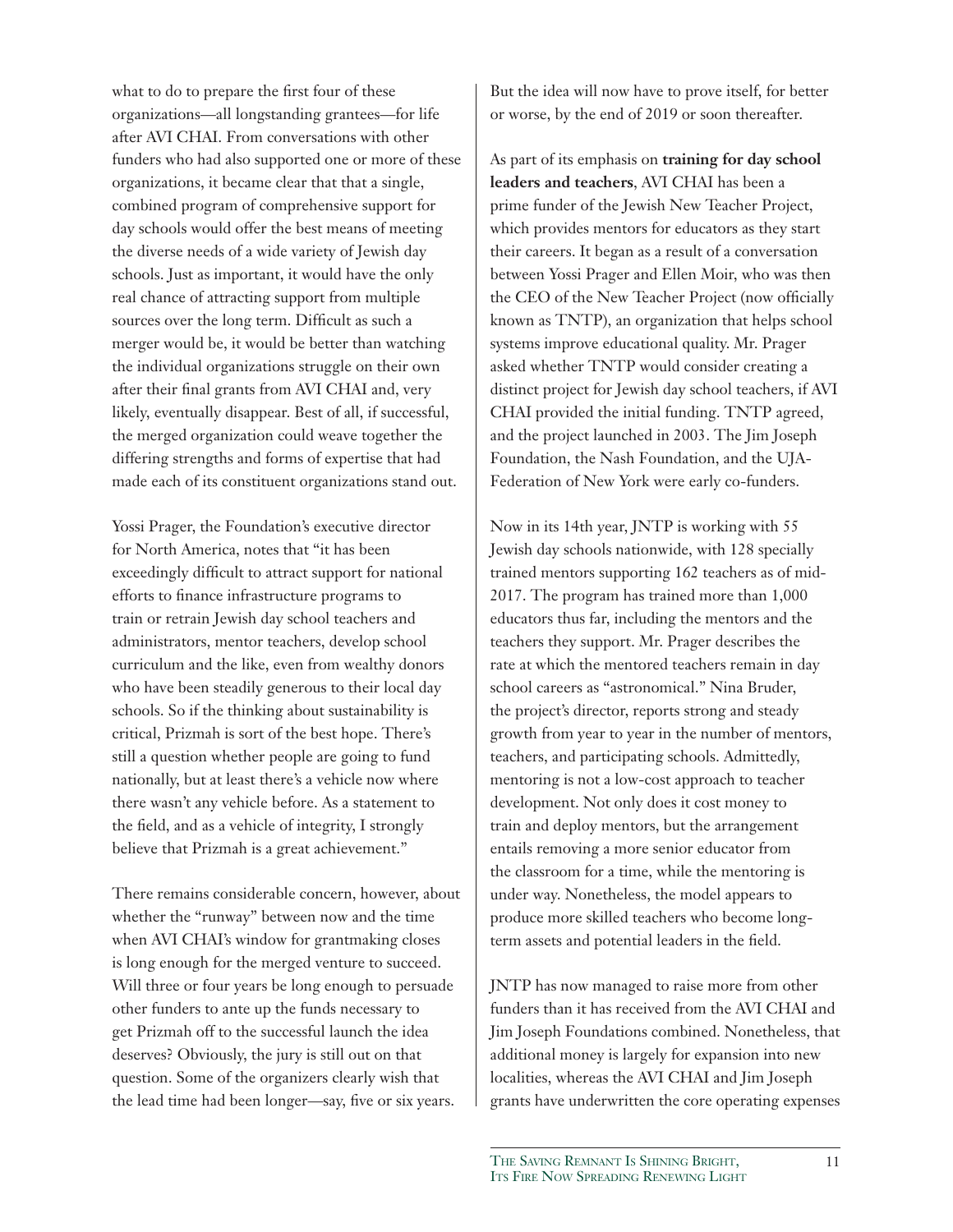what to do to prepare the first four of these organizations—all longstanding grantees—for life after AVI CHAI. From conversations with other funders who had also supported one or more of these organizations, it became clear that that a single, combined program of comprehensive support for day schools would offer the best means of meeting the diverse needs of a wide variety of Jewish day schools. Just as important, it would have the only real chance of attracting support from multiple sources over the long term. Difficult as such a merger would be, it would be better than watching the individual organizations struggle on their own after their final grants from AVI CHAI and, very likely, eventually disappear. Best of all, if successful, the merged organization could weave together the differing strengths and forms of expertise that had made each of its constituent organizations stand out.

Yossi Prager, the Foundation's executive director for North America, notes that "it has been exceedingly difficult to attract support for national efforts to finance infrastructure programs to train or retrain Jewish day school teachers and administrators, mentor teachers, develop school curriculum and the like, even from wealthy donors who have been steadily generous to their local day schools. So if the thinking about sustainability is critical, Prizmah is sort of the best hope. There's still a question whether people are going to fund nationally, but at least there's a vehicle now where there wasn't any vehicle before. As a statement to the field, and as a vehicle of integrity, I strongly believe that Prizmah is a great achievement."

There remains considerable concern, however, about whether the "runway" between now and the time when AVI CHAI's window for grantmaking closes is long enough for the merged venture to succeed. Will three or four years be long enough to persuade other funders to ante up the funds necessary to get Prizmah off to the successful launch the idea deserves? Obviously, the jury is still out on that question. Some of the organizers clearly wish that the lead time had been longer—say, five or six years. But the idea will now have to prove itself, for better or worse, by the end of 2019 or soon thereafter.

As part of its emphasis on **training for day school leaders and teachers**, AVI CHAI has been a prime funder of the Jewish New Teacher Project, which provides mentors for educators as they start their careers. It began as a result of a conversation between Yossi Prager and Ellen Moir, who was then the CEO of the New Teacher Project (now officially known as TNTP), an organization that helps school systems improve educational quality. Mr. Prager asked whether TNTP would consider creating a distinct project for Jewish day school teachers, if AVI CHAI provided the initial funding. TNTP agreed, and the project launched in 2003. The Jim Joseph Foundation, the Nash Foundation, and the UJA-Federation of New York were early co-funders.

Now in its 14th year, JNTP is working with 55 Jewish day schools nationwide, with 128 specially trained mentors supporting 162 teachers as of mid-2017. The program has trained more than 1,000 educators thus far, including the mentors and the teachers they support. Mr. Prager describes the rate at which the mentored teachers remain in day school careers as "astronomical." Nina Bruder, the project's director, reports strong and steady growth from year to year in the number of mentors, teachers, and participating schools. Admittedly, mentoring is not a low-cost approach to teacher development. Not only does it cost money to train and deploy mentors, but the arrangement entails removing a more senior educator from the classroom for a time, while the mentoring is under way. Nonetheless, the model appears to produce more skilled teachers who become long-term assets and potential leaders in the field.

JNTP has now managed to raise more from other funders than it has received from the AVI CHAI and Jim Joseph Foundations combined. Nonetheless, that additional money is largely for expansion into new localities, whereas the AVI CHAI and Jim Joseph grants have underwritten the core operating expenses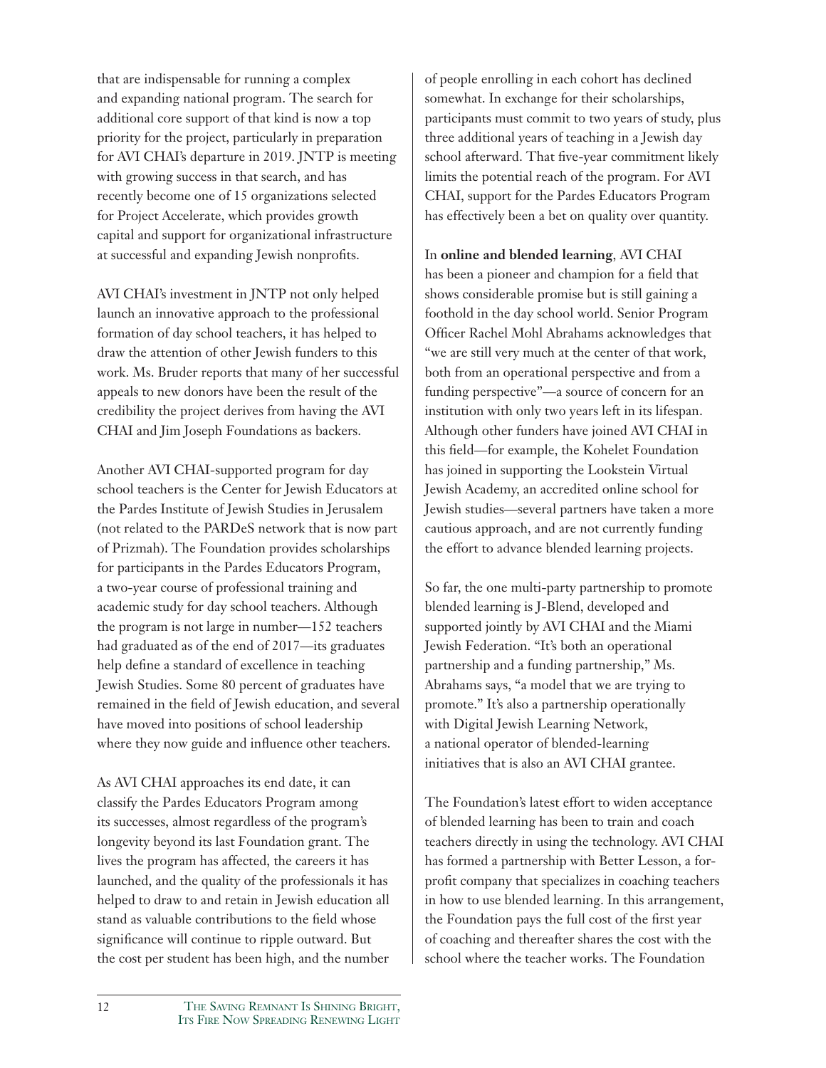that are indispensable for running a complex and expanding national program. The search for additional core support of that kind is now a top priority for the project, particularly in preparation for AVI CHAI's departure in 2019. JNTP is meeting with growing success in that search, and has recently become one of 15 organizations selected for Project Accelerate, which provides growth capital and support for organizational infrastructure at successful and expanding Jewish nonprofits.

AVI CHAI's investment in JNTP not only helped launch an innovative approach to the professional formation of day school teachers, it has helped to draw the attention of other Jewish funders to this work. Ms. Bruder reports that many of her successful appeals to new donors have been the result of the credibility the project derives from having the AVI CHAI and Jim Joseph Foundations as backers.

Another AVI CHAI-supported program for day school teachers is the Center for Jewish Educators at the Pardes Institute of Jewish Studies in Jerusalem (not related to the PARDeS network that is now part of Prizmah). The Foundation provides scholarships for participants in the Pardes Educators Program, a two-year course of professional training and academic study for day school teachers. Although the program is not large in number—152 teachers had graduated as of the end of 2017—its graduates help define a standard of excellence in teaching Jewish Studies. Some 80 percent of graduates have remained in the field of Jewish education, and several have moved into positions of school leadership where they now guide and influence other teachers.

As AVI CHAI approaches its end date, it can classify the Pardes Educators Program among its successes, almost regardless of the program's longevity beyond its last Foundation grant. The lives the program has affected, the careers it has launched, and the quality of the professionals it has helped to draw to and retain in Jewish education all stand as valuable contributions to the field whose significance will continue to ripple outward. But the cost per student has been high, and the number of people enrolling in each cohort has declined somewhat. In exchange for their scholarships, participants must commit to two years of study, plus three additional years of teaching in a Jewish day school afterward. That five-year commitment likely limits the potential reach of the program. For AVI CHAI, support for the Pardes Educators Program has effectively been a bet on quality over quantity.

In **online and blended learning**, AVI CHAI has been a pioneer and champion for a field that shows considerable promise but is still gaining a foothold in the day school world. Senior Program Officer Rachel Mohl Abrahams acknowledges that "we are still very much at the center of that work, both from an operational perspective and from a funding perspective"—a source of concern for an institution with only two years left in its lifespan. Although other funders have joined AVI CHAI in this field—for example, the Kohelet Foundation has joined in supporting the Lookstein Virtual Jewish Academy, an accredited online school for Jewish studies—several partners have taken a more cautious approach, and are not currently funding the effort to advance blended learning projects.

So far, the one multi-party partnership to promote blended learning is J-Blend, developed and supported jointly by AVI CHAI and the Miami Jewish Federation. "It's both an operational partnership and a funding partnership," Ms. Abrahams says, "a model that we are trying to promote." It's also a partnership operationally with Digital Jewish Learning Network, a national operator of blended-learning initiatives that is also an AVI CHAI grantee.

The Foundation's latest effort to widen acceptance of blended learning has been to train and coach teachers directly in using the technology. AVI CHAI has formed a partnership with Better Lesson, a for-profit company that specializes in coaching teachers in how to use blended learning. In this arrangement, the Foundation pays the full cost of the first year of coaching and thereafter shares the cost with the school where the teacher works. The Foundation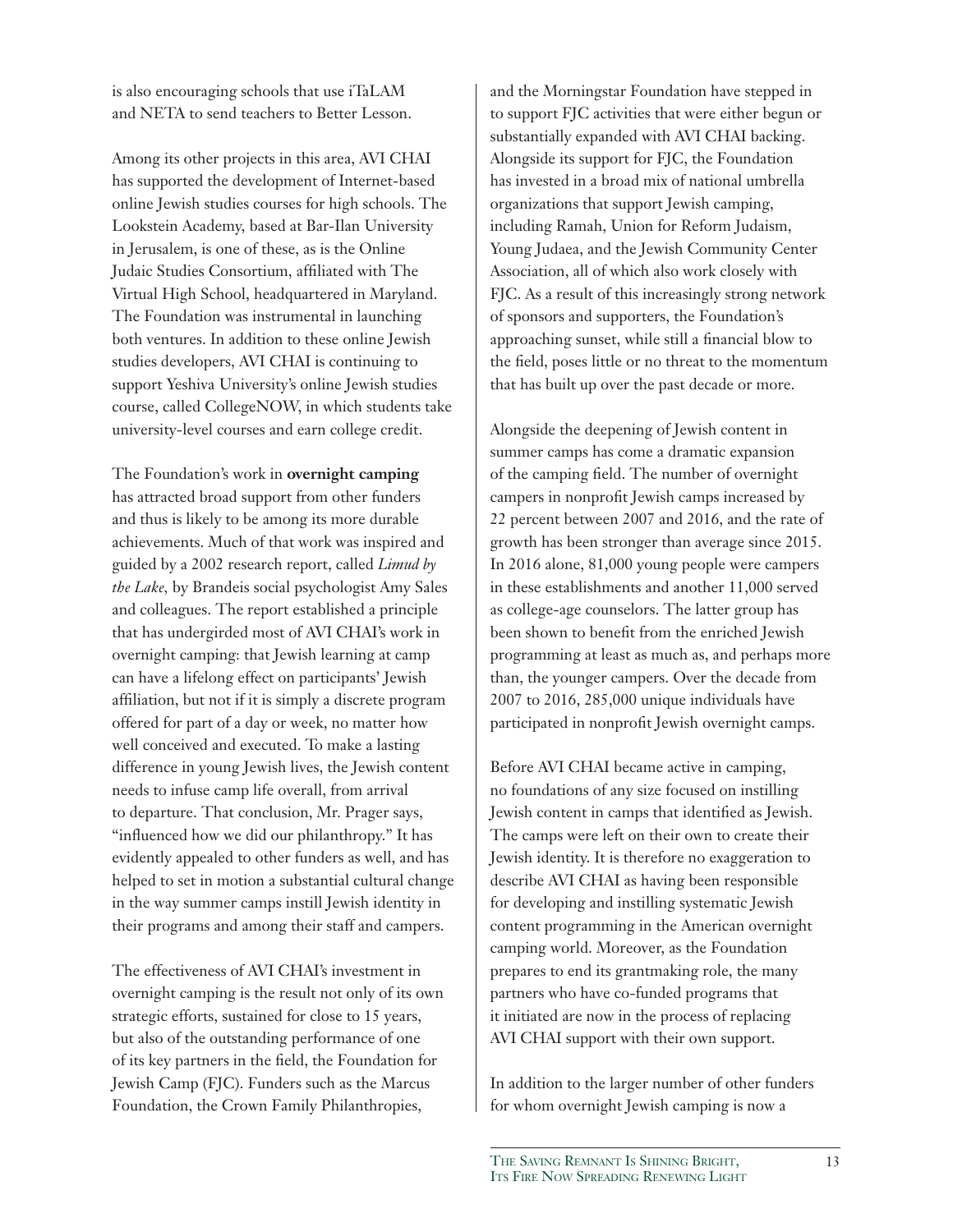is also encouraging schools that use iTaLAM and NETA to send teachers to Better Lesson.

Among its other projects in this area, AVI CHAI has supported the development of Internet-based online Jewish studies courses for high schools. The Lookstein Academy, based at Bar-Ilan University in Jerusalem, is one of these, as is the Online Judaic Studies Consortium, affiliated with The Virtual High School, headquartered in Maryland. The Foundation was instrumental in launching both ventures. In addition to these online Jewish studies developers, AVI CHAI is continuing to support Yeshiva University's online Jewish studies course, called CollegeNOW, in which students take university-level courses and earn college credit.

The Foundation's work in **overnight camping** has attracted broad support from other funders and thus is likely to be among its more durable achievements. Much of that work was inspired and guided by a 2002 research report, called *Limud by the Lake*, by Brandeis social psychologist Amy Sales and colleagues. The report established a principle that has undergirded most of AVI CHAI's work in overnight camping: that Jewish learning at camp can have a lifelong effect on participants' Jewish affiliation, but not if it is simply a discrete program offered for part of a day or week, no matter how well conceived and executed. To make a lasting difference in young Jewish lives, the Jewish content needs to infuse camp life overall, from arrival to departure. That conclusion, Mr. Prager says, "influenced how we did our philanthropy." It has evidently appealed to other funders as well, and has helped to set in motion a substantial cultural change in the way summer camps instill Jewish identity in their programs and among their staff and campers.

The effectiveness of AVI CHAI's investment in overnight camping is the result not only of its own strategic efforts, sustained for close to 15 years, but also of the outstanding performance of one of its key partners in the field, the Foundation for Jewish Camp (FJC). Funders such as the Marcus Foundation, the Crown Family Philanthropies, and the Morningstar Foundation have stepped in to support FJC activities that were either begun or substantially expanded with AVI CHAI backing. Alongside its support for FJC, the Foundation has invested in a broad mix of national umbrella organizations that support Jewish camping, including Ramah, Union for Reform Judaism, Young Judaea, and the Jewish Community Center Association, all of which also work closely with FJC. As a result of this increasingly strong network of sponsors and supporters, the Foundation's approaching sunset, while still a financial blow to the field, poses little or no threat to the momentum that has built up over the past decade or more.

Alongside the deepening of Jewish content in summer camps has come a dramatic expansion of the camping field. The number of overnight campers in nonprofit Jewish camps increased by 22 percent between 2007 and 2016, and the rate of growth has been stronger than average since 2015. In 2016 alone, 81,000 young people were campers in these establishments and another 11,000 served as college-age counselors. The latter group has been shown to benefit from the enriched Jewish programming at least as much as, and perhaps more than, the younger campers. Over the decade from 2007 to 2016, 285,000 unique individuals have participated in nonprofit Jewish overnight camps.

Before AVI CHAI became active in camping, no foundations of any size focused on instilling Jewish content in camps that identified as Jewish. The camps were left on their own to create their Jewish identity. It is therefore no exaggeration to describe AVI CHAI as having been responsible for developing and instilling systematic Jewish content programming in the American overnight camping world. Moreover, as the Foundation prepares to end its grantmaking role, the many partners who have co-funded programs that it initiated are now in the process of replacing AVI CHAI support with their own support.

In addition to the larger number of other funders for whom overnight Jewish camping is now a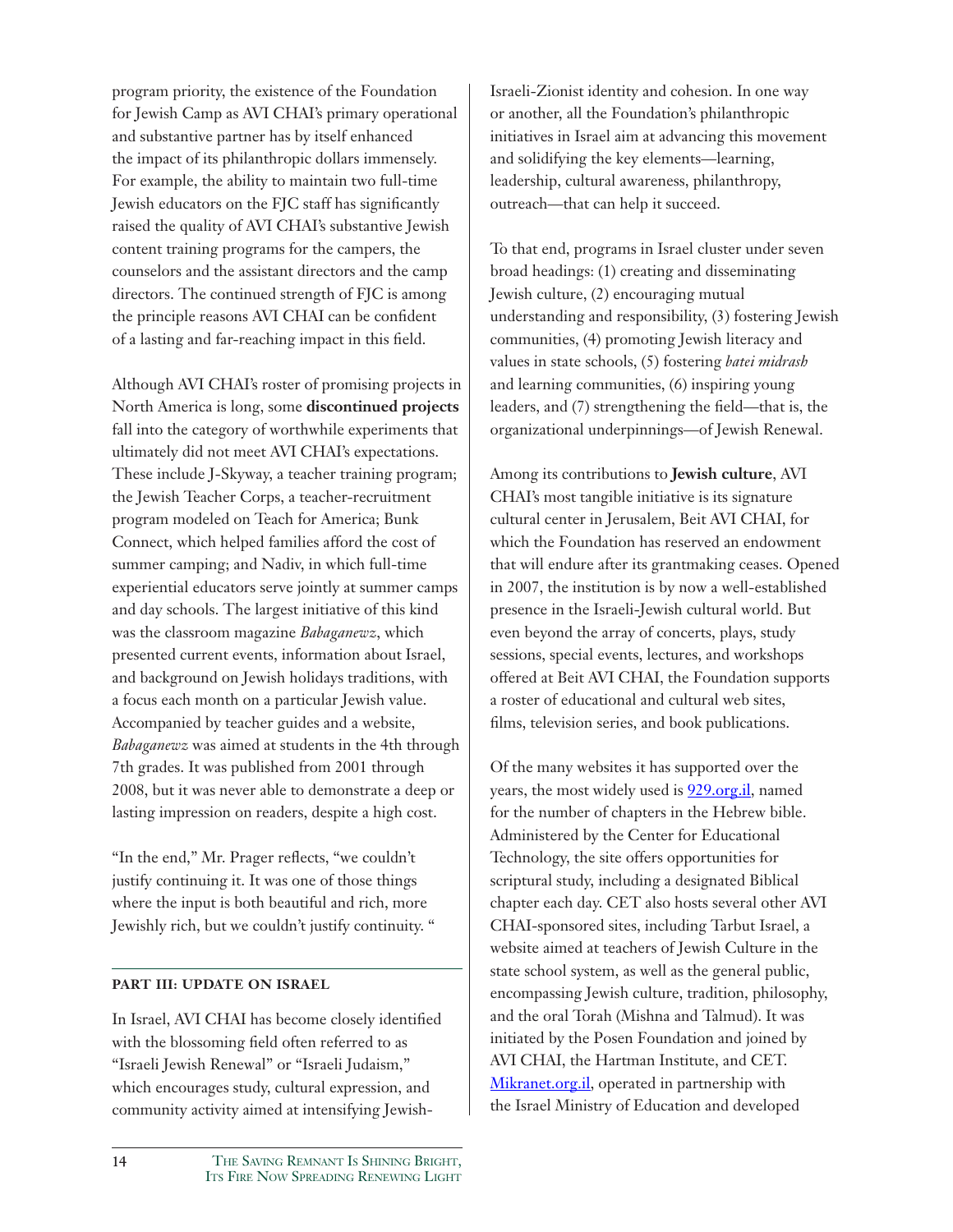program priority, the existence of the Foundation for Jewish Camp as AVI CHAI's primary operational and substantive partner has by itself enhanced the impact of its philanthropic dollars immensely. For example, the ability to maintain two full-time Jewish educators on the FJC staff has significantly raised the quality of AVI CHAI's substantive Jewish content training programs for the campers, the counselors and the assistant directors and the camp directors. The continued strength of FJC is among the principle reasons AVI CHAI can be confident of a lasting and far-reaching impact in this field.

Although AVI CHAI's roster of promising projects in North America is long, some **discontinued projects** fall into the category of worthwhile experiments that ultimately did not meet AVI CHAI's expectations. These include J-Skyway, a teacher training program; the Jewish Teacher Corps, a teacher-recruitment program modeled on Teach for America; Bunk Connect, which helped families afford the cost of summer camping; and Nadiv, in which full-time experiential educators serve jointly at summer camps and day schools. The largest initiative of this kind was the classroom magazine *Babaganewz*, which presented current events, information about Israel, and background on Jewish holidays traditions, with a focus each month on a particular Jewish value. Accompanied by teacher guides and a website, *Babaganewz* was aimed at students in the 4th through 7th grades. It was published from 2001 through 2008, but it was never able to demonstrate a deep or lasting impression on readers, despite a high cost.

"In the end," Mr. Prager reflects, "we couldn't justify continuing it. It was one of those things where the input is both beautiful and rich, more Jewishly rich, but we couldn't justify continuity. "

## PART III: UPDATE ON ISRAEL

In Israel, AVI CHAI has become closely identified with the blossoming field often referred to as "Israeli Jewish Renewal" or "Israeli Judaism," which encourages study, cultural expression, and community activity aimed at intensifying Jewish-Israeli-Zionist identity and cohesion. In one way or another, all the Foundation's philanthropic initiatives in Israel aim at advancing this movement and solidifying the key elements—learning, leadership, cultural awareness, philanthropy, outreach—that can help it succeed.

To that end, programs in Israel cluster under seven broad headings: (1) creating and disseminating Jewish culture, (2) encouraging mutual understanding and responsibility, (3) fostering Jewish communities, (4) promoting Jewish literacy and values in state schools, (5) fostering *batei midrash* and learning communities, (6) inspiring young leaders, and (7) strengthening the field—that is, the organizational underpinnings—of Jewish Renewal.

Among its contributions to **Jewish culture**, AVI CHAI's most tangible initiative is its signature cultural center in Jerusalem, Beit AVI CHAI, for which the Foundation has reserved an endowment that will endure after its grantmaking ceases. Opened in 2007, the institution is by now a well-established presence in the Israeli-Jewish cultural world. But even beyond the array of concerts, plays, study sessions, special events, lectures, and workshops offered at Beit AVI CHAI, the Foundation supports a roster of educational and cultural web sites, films, television series, and book publications.

Of the many websites it has supported over the years, the most widely used is [929.org.il](929.org.il), named for the number of chapters in the Hebrew bible. Administered by the Center for Educational Technology, the site offers opportunities for scriptural study, including a designated Biblical chapter each day. CET also hosts several other AVI CHAI-sponsored sites, including Tarbut Israel, a website aimed at teachers of Jewish Culture in the state school system, as well as the general public, encompassing Jewish culture, tradition, philosophy, and the oral Torah (Mishna and Talmud). It was initiated by the Posen Foundation and joined by AVI CHAI, the Hartman Institute, and CET. [Mikranet.org.il](Mikranet.org.il), operated in partnership with the Israel Ministry of Education and developed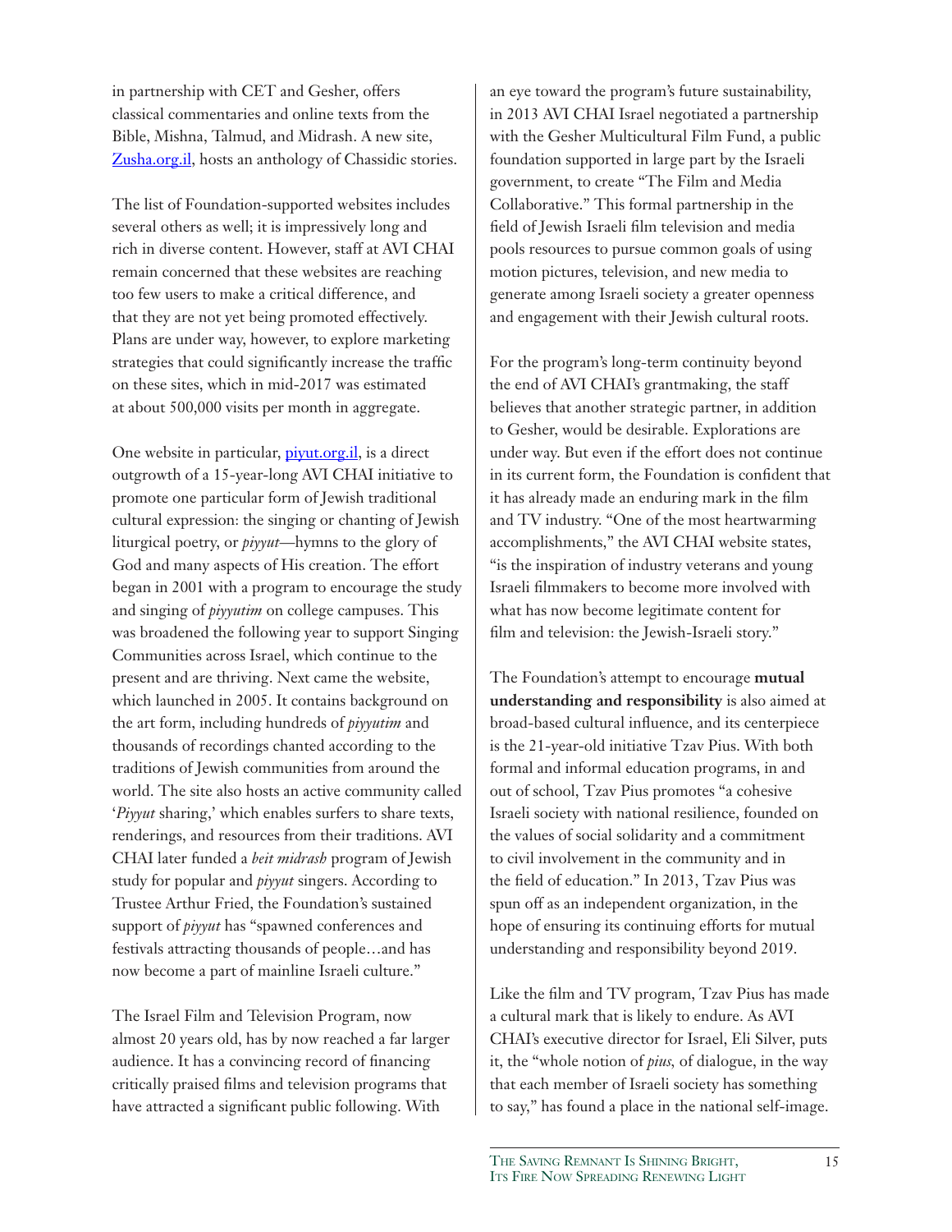in partnership with CET and Gesher, offers classical commentaries and online texts from the Bible, Mishna, Talmud, and Midrash. A new site, [Zusha.org.il](http://Zusha.org.il), hosts an anthology of Chassidic stories.

The list of Foundation-supported websites includes several others as well; it is impressively long and rich in diverse content. However, staff at AVI CHAI remain concerned that these websites are reaching too few users to make a critical difference, and that they are not yet being promoted effectively. Plans are under way, however, to explore marketing strategies that could significantly increase the traffic on these sites, which in mid-2017 was estimated at about 500,000 visits per month in aggregate.

One website in particular, [piyut.org.il](http://piyut.org.il), is a direct outgrowth of a 15-year-long AVI CHAI initiative to promote one particular form of Jewish traditional cultural expression: the singing or chanting of Jewish liturgical poetry, or *piyyut*—hymns to the glory of God and many aspects of His creation. The effort began in 2001 with a program to encourage the study and singing of *piyyutim* on college campuses. This was broadened the following year to support Singing Communities across Israel, which continue to the present and are thriving. Next came the website, which launched in 2005. It contains background on the art form, including hundreds of *piyyutim* and thousands of recordings chanted according to the traditions of Jewish communities from around the world. The site also hosts an active community called '*Piyyut* sharing,' which enables surfers to share texts, renderings, and resources from their traditions. AVI CHAI later funded a *beit midrash* program of Jewish study for popular and *piyyut* singers. According to Trustee Arthur Fried, the Foundation's sustained support of *piyyut* has "spawned conferences and festivals attracting thousands of people…and has now become a part of mainline Israeli culture."

The Israel Film and Television Program, now almost 20 years old, has by now reached a far larger audience. It has a convincing record of financing critically praised films and television programs that have attracted a significant public following. With an eye toward the program's future sustainability, in 2013 AVI CHAI Israel negotiated a partnership with the Gesher Multicultural Film Fund, a public foundation supported in large part by the Israeli government, to create "The Film and Media Collaborative." This formal partnership in the field of Jewish Israeli film television and media pools resources to pursue common goals of using motion pictures, television, and new media to generate among Israeli society a greater openness and engagement with their Jewish cultural roots.

For the program's long-term continuity beyond the end of AVI CHAI's grantmaking, the staff believes that another strategic partner, in addition to Gesher, would be desirable. Explorations are under way. But even if the effort does not continue in its current form, the Foundation is confident that it has already made an enduring mark in the film and TV industry. "One of the most heartwarming accomplishments," the AVI CHAI website states, "is the inspiration of industry veterans and young Israeli filmmakers to become more involved with what has now become legitimate content for film and television: the Jewish-Israeli story."

The Foundation's attempt to encourage **mutual understanding and responsibility** is also aimed at broad-based cultural influence, and its centerpiece is the 21-year-old initiative Tzav Pius. With both formal and informal education programs, in and out of school, Tzav Pius promotes "a cohesive Israeli society with national resilience, founded on the values of social solidarity and a commitment to civil involvement in the community and in the field of education." In 2013, Tzav Pius was spun off as an independent organization, in the hope of ensuring its continuing efforts for mutual understanding and responsibility beyond 2019.

Like the film and TV program, Tzav Pius has made a cultural mark that is likely to endure. As AVI CHAI's executive director for Israel, Eli Silver, puts it, the "whole notion of *pius*, of dialogue, in the way that each member of Israeli society has something to say," has found a place in the national self-image.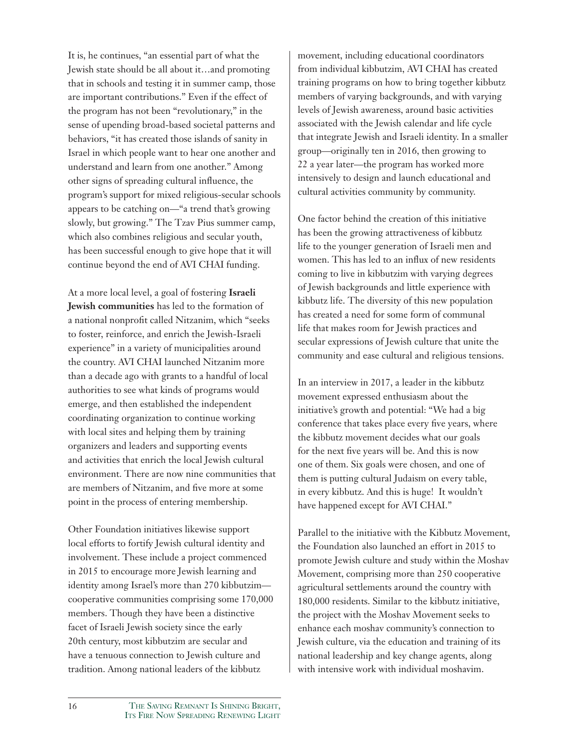It is, he continues, "an essential part of what the Jewish state should be all about it…and promoting that in schools and testing it in summer camp, those are important contributions." Even if the effect of the program has not been "revolutionary," in the sense of upending broad-based societal patterns and behaviors, "it has created those islands of sanity in Israel in which people want to hear one another and understand and learn from one another." Among other signs of spreading cultural influence, the program's support for mixed religious-secular schools appears to be catching on—"a trend that's growing slowly, but growing." The Tzav Pius summer camp, which also combines religious and secular youth, has been successful enough to give hope that it will continue beyond the end of AVI CHAI funding.

At a more local level, a goal of fostering **Israeli Jewish communities** has led to the formation of a national nonprofit called Nitzanim, which "seeks to foster, reinforce, and enrich the Jewish-Israeli experience" in a variety of municipalities around the country. AVI CHAI launched Nitzanim more than a decade ago with grants to a handful of local authorities to see what kinds of programs would emerge, and then established the independent coordinating organization to continue working with local sites and helping them by training organizers and leaders and supporting events and activities that enrich the local Jewish cultural environment. There are now nine communities that are members of Nitzanim, and five more at some point in the process of entering membership.

Other Foundation initiatives likewise support local efforts to fortify Jewish cultural identity and involvement. These include a project commenced in 2015 to encourage more Jewish learning and identity among Israel's more than 270 kibbutzim—cooperative communities comprising some 170,000 members. Though they have been a distinctive facet of Israeli Jewish society since the early 20th century, most kibbutzim are secular and have a tenuous connection to Jewish culture and tradition. Among national leaders of the kibbutz movement, including educational coordinators from individual kibbutzim, AVI CHAI has created training programs on how to bring together kibbutz members of varying backgrounds, and with varying levels of Jewish awareness, around basic activities associated with the Jewish calendar and life cycle that integrate Jewish and Israeli identity. In a smaller group—originally ten in 2016, then growing to 22 a year later—the program has worked more intensively to design and launch educational and cultural activities community by community.

One factor behind the creation of this initiative has been the growing attractiveness of kibbutz life to the younger generation of Israeli men and women. This has led to an influx of new residents coming to live in kibbutzim with varying degrees of Jewish backgrounds and little experience with kibbutz life. The diversity of this new population has created a need for some form of communal life that makes room for Jewish practices and secular expressions of Jewish culture that unite the community and ease cultural and religious tensions.

In an interview in 2017, a leader in the kibbutz movement expressed enthusiasm about the initiative's growth and potential: "We had a big conference that takes place every five years, where the kibbutz movement decides what our goals for the next five years will be. And this is now one of them. Six goals were chosen, and one of them is putting cultural Judaism on every table, in every kibbutz. And this is huge! It wouldn't have happened except for AVI CHAI."

Parallel to the initiative with the Kibbutz Movement, the Foundation also launched an effort in 2015 to promote Jewish culture and study within the Moshav Movement, comprising more than 250 cooperative agricultural settlements around the country with 180,000 residents. Similar to the kibbutz initiative, the project with the Moshav Movement seeks to enhance each moshav community's connection to Jewish culture, via the education and training of its national leadership and key change agents, along with intensive work with individual moshavim.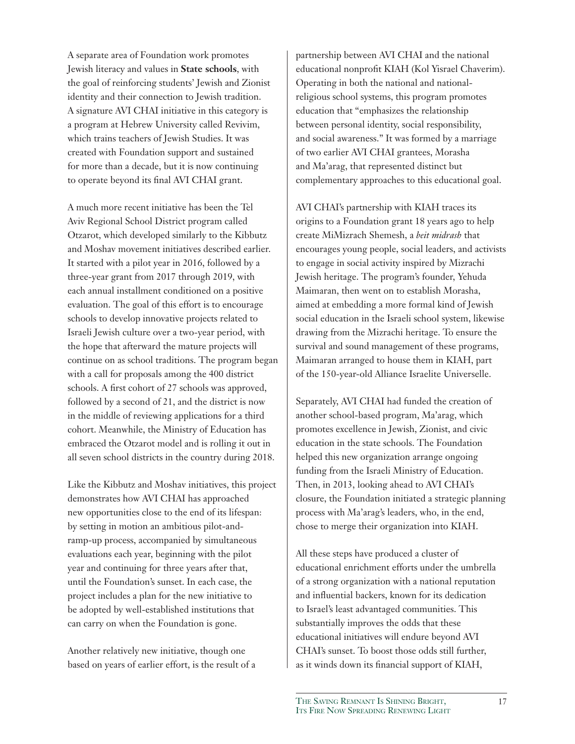A separate area of Foundation work promotes Jewish literacy and values in **State schools**, with the goal of reinforcing students' Jewish and Zionist identity and their connection to Jewish tradition. A signature AVI CHAI initiative in this category is a program at Hebrew University called Revivim, which trains teachers of Jewish Studies. It was created with Foundation support and sustained for more than a decade, but it is now continuing to operate beyond its final AVI CHAI grant.

A much more recent initiative has been the Tel Aviv Regional School District program called Otzarot, which developed similarly to the Kibbutz and Moshav movement initiatives described earlier. It started with a pilot year in 2016, followed by a three-year grant from 2017 through 2019, with each annual installment conditioned on a positive evaluation. The goal of this effort is to encourage schools to develop innovative projects related to Israeli Jewish culture over a two-year period, with the hope that afterward the mature projects will continue on as school traditions. The program began with a call for proposals among the 400 district schools. A first cohort of 27 schools was approved, followed by a second of 21, and the district is now in the middle of reviewing applications for a third cohort. Meanwhile, the Ministry of Education has embraced the Otzarot model and is rolling it out in all seven school districts in the country during 2018.

Like the Kibbutz and Moshav initiatives, this project demonstrates how AVI CHAI has approached new opportunities close to the end of its lifespan: by setting in motion an ambitious pilot-and-ramp-up process, accompanied by simultaneous evaluations each year, beginning with the pilot year and continuing for three years after that, until the Foundation's sunset. In each case, the project includes a plan for the new initiative to be adopted by well-established institutions that can carry on when the Foundation is gone.

Another relatively new initiative, though one based on years of earlier effort, is the result of a partnership between AVI CHAI and the national educational nonprofit KIAH (Kol Yisrael Chaverim). Operating in both the national and national-religious school systems, this program promotes education that "emphasizes the relationship between personal identity, social responsibility, and social awareness." It was formed by a marriage of two earlier AVI CHAI grantees, Morasha and Ma'arag, that represented distinct but complementary approaches to this educational goal.

AVI CHAI's partnership with KIAH traces its origins to a Foundation grant 18 years ago to help create MiMizrach Shemesh, a *beit midrash* that encourages young people, social leaders, and activists to engage in social activity inspired by Mizrachi Jewish heritage. The program's founder, Yehuda Maimaran, then went on to establish Morasha, aimed at embedding a more formal kind of Jewish social education in the Israeli school system, likewise drawing from the Mizrachi heritage. To ensure the survival and sound management of these programs, Maimaran arranged to house them in KIAH, part of the 150-year-old Alliance Israelite Universelle.

Separately, AVI CHAI had funded the creation of another school-based program, Ma'arag, which promotes excellence in Jewish, Zionist, and civic education in the state schools. The Foundation helped this new organization arrange ongoing funding from the Israeli Ministry of Education. Then, in 2013, looking ahead to AVI CHAI's closure, the Foundation initiated a strategic planning process with Ma'arag's leaders, who, in the end, chose to merge their organization into KIAH.

All these steps have produced a cluster of educational enrichment efforts under the umbrella of a strong organization with a national reputation and influential backers, known for its dedication to Israel's least advantaged communities. This substantially improves the odds that these educational initiatives will endure beyond AVI CHAI's sunset. To boost those odds still further, as it winds down its financial support of KIAH,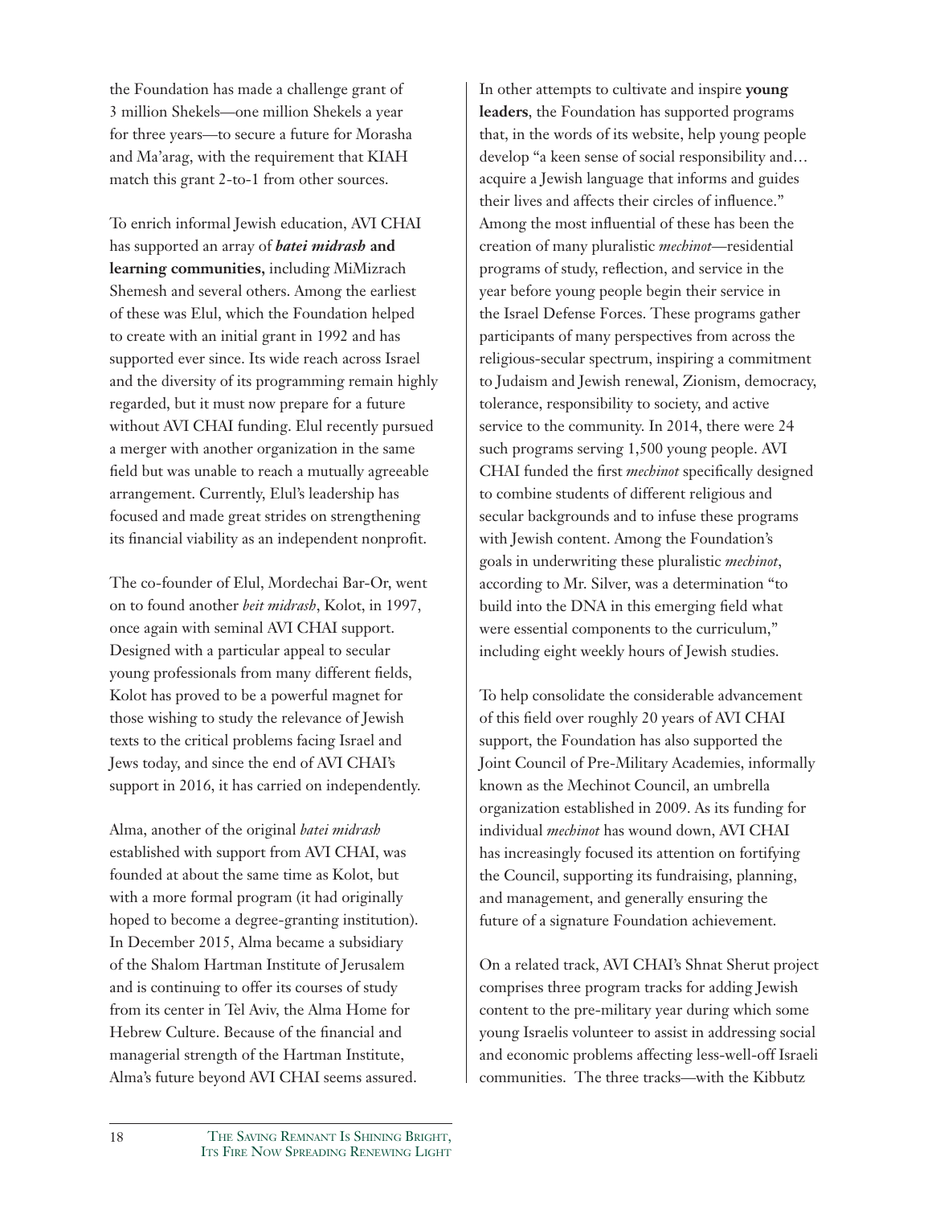the Foundation has made a challenge grant of 3 million Shekels—one million Shekels a year for three years—to secure a future for Morasha and Ma'arag, with the requirement that KIAH match this grant 2-to-1 from other sources.

To enrich informal Jewish education, AVI CHAI has supported an array of ***batei midrash*** **and learning communities,** including MiMizrach Shemesh and several others. Among the earliest of these was Elul, which the Foundation helped to create with an initial grant in 1992 and has supported ever since. Its wide reach across Israel and the diversity of its programming remain highly regarded, but it must now prepare for a future without AVI CHAI funding. Elul recently pursued a merger with another organization in the same field but was unable to reach a mutually agreeable arrangement. Currently, Elul's leadership has focused and made great strides on strengthening its financial viability as an independent nonprofit.

The co-founder of Elul, Mordechai Bar-Or, went on to found another *beit midrash*, Kolot, in 1997, once again with seminal AVI CHAI support. Designed with a particular appeal to secular young professionals from many different fields, Kolot has proved to be a powerful magnet for those wishing to study the relevance of Jewish texts to the critical problems facing Israel and Jews today, and since the end of AVI CHAI's support in 2016, it has carried on independently.

Alma, another of the original *batei midrash* established with support from AVI CHAI, was founded at about the same time as Kolot, but with a more formal program (it had originally hoped to become a degree-granting institution). In December 2015, Alma became a subsidiary of the Shalom Hartman Institute of Jerusalem and is continuing to offer its courses of study from its center in Tel Aviv, the Alma Home for Hebrew Culture. Because of the financial and managerial strength of the Hartman Institute, Alma's future beyond AVI CHAI seems assured.

In other attempts to cultivate and inspire **young leaders**, the Foundation has supported programs that, in the words of its website, help young people develop "a keen sense of social responsibility and… acquire a Jewish language that informs and guides their lives and affects their circles of influence." Among the most influential of these has been the creation of many pluralistic *mechinot*—residential programs of study, reflection, and service in the year before young people begin their service in the Israel Defense Forces. These programs gather participants of many perspectives from across the religious-secular spectrum, inspiring a commitment to Judaism and Jewish renewal, Zionism, democracy, tolerance, responsibility to society, and active service to the community. In 2014, there were 24 such programs serving 1,500 young people. AVI CHAI funded the first *mechinot* specifically designed to combine students of different religious and secular backgrounds and to infuse these programs with Jewish content. Among the Foundation's goals in underwriting these pluralistic *mechinot*, according to Mr. Silver, was a determination "to build into the DNA in this emerging field what were essential components to the curriculum," including eight weekly hours of Jewish studies.

To help consolidate the considerable advancement of this field over roughly 20 years of AVI CHAI support, the Foundation has also supported the Joint Council of Pre-Military Academies, informally known as the Mechinot Council, an umbrella organization established in 2009. As its funding for individual *mechinot* has wound down, AVI CHAI has increasingly focused its attention on fortifying the Council, supporting its fundraising, planning, and management, and generally ensuring the future of a signature Foundation achievement.

On a related track, AVI CHAI's Shnat Sherut project comprises three program tracks for adding Jewish content to the pre-military year during which some young Israelis volunteer to assist in addressing social and economic problems affecting less-well-off Israeli communities. The three tracks—with the Kibbutz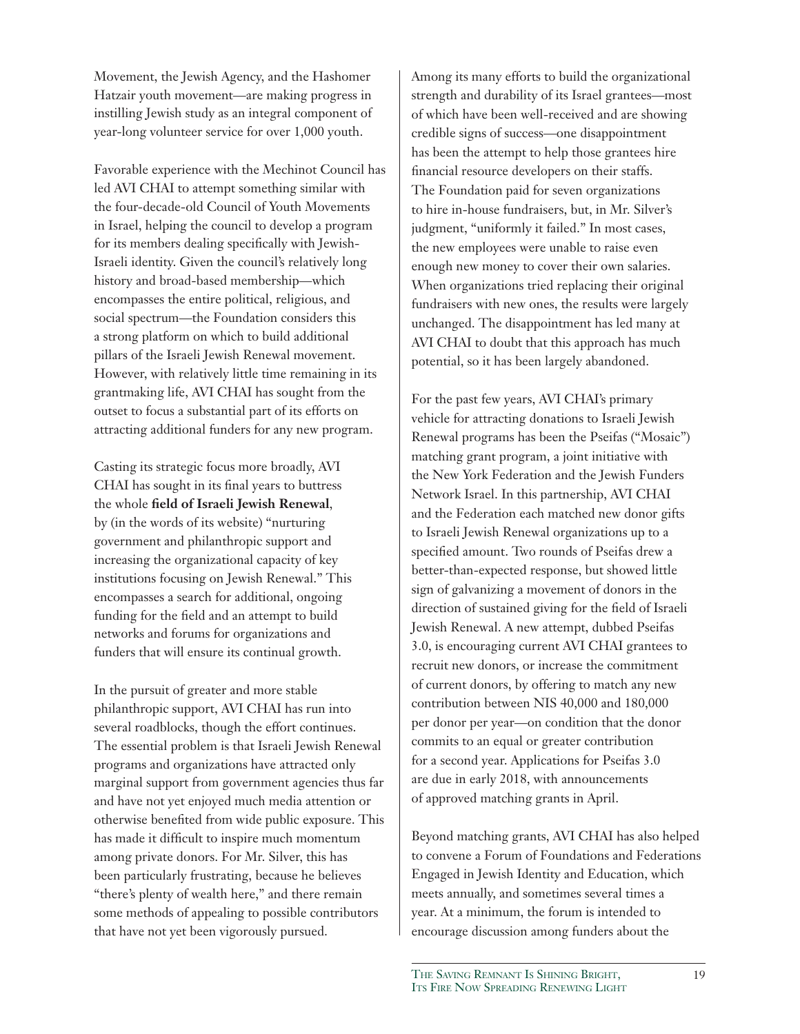Movement, the Jewish Agency, and the Hashomer Hatzair youth movement—are making progress in instilling Jewish study as an integral component of year-long volunteer service for over 1,000 youth.

Favorable experience with the Mechinot Council has led AVI CHAI to attempt something similar with the four-decade-old Council of Youth Movements in Israel, helping the council to develop a program for its members dealing specifically with Jewish-Israeli identity. Given the council's relatively long history and broad-based membership—which encompasses the entire political, religious, and social spectrum—the Foundation considers this a strong platform on which to build additional pillars of the Israeli Jewish Renewal movement. However, with relatively little time remaining in its grantmaking life, AVI CHAI has sought from the outset to focus a substantial part of its efforts on attracting additional funders for any new program.

Casting its strategic focus more broadly, AVI CHAI has sought in its final years to buttress the whole **field of Israeli Jewish Renewal**, by (in the words of its website) "nurturing government and philanthropic support and increasing the organizational capacity of key institutions focusing on Jewish Renewal." This encompasses a search for additional, ongoing funding for the field and an attempt to build networks and forums for organizations and funders that will ensure its continual growth.

In the pursuit of greater and more stable philanthropic support, AVI CHAI has run into several roadblocks, though the effort continues. The essential problem is that Israeli Jewish Renewal programs and organizations have attracted only marginal support from government agencies thus far and have not yet enjoyed much media attention or otherwise benefited from wide public exposure. This has made it difficult to inspire much momentum among private donors. For Mr. Silver, this has been particularly frustrating, because he believes "there's plenty of wealth here," and there remain some methods of appealing to possible contributors that have not yet been vigorously pursued.

Among its many efforts to build the organizational strength and durability of its Israel grantees—most of which have been well-received and are showing credible signs of success—one disappointment has been the attempt to help those grantees hire financial resource developers on their staffs. The Foundation paid for seven organizations to hire in-house fundraisers, but, in Mr. Silver's judgment, "uniformly it failed." In most cases, the new employees were unable to raise even enough new money to cover their own salaries. When organizations tried replacing their original fundraisers with new ones, the results were largely unchanged. The disappointment has led many at AVI CHAI to doubt that this approach has much potential, so it has been largely abandoned.

For the past few years, AVI CHAI's primary vehicle for attracting donations to Israeli Jewish Renewal programs has been the Pseifas ("Mosaic") matching grant program, a joint initiative with the New York Federation and the Jewish Funders Network Israel. In this partnership, AVI CHAI and the Federation each matched new donor gifts to Israeli Jewish Renewal organizations up to a specified amount. Two rounds of Pseifas drew a better-than-expected response, but showed little sign of galvanizing a movement of donors in the direction of sustained giving for the field of Israeli Jewish Renewal. A new attempt, dubbed Pseifas 3.0, is encouraging current AVI CHAI grantees to recruit new donors, or increase the commitment of current donors, by offering to match any new contribution between NIS 40,000 and 180,000 per donor per year—on condition that the donor commits to an equal or greater contribution for a second year. Applications for Pseifas 3.0 are due in early 2018, with announcements of approved matching grants in April.

Beyond matching grants, AVI CHAI has also helped to convene a Forum of Foundations and Federations Engaged in Jewish Identity and Education, which meets annually, and sometimes several times a year. At a minimum, the forum is intended to encourage discussion among funders about the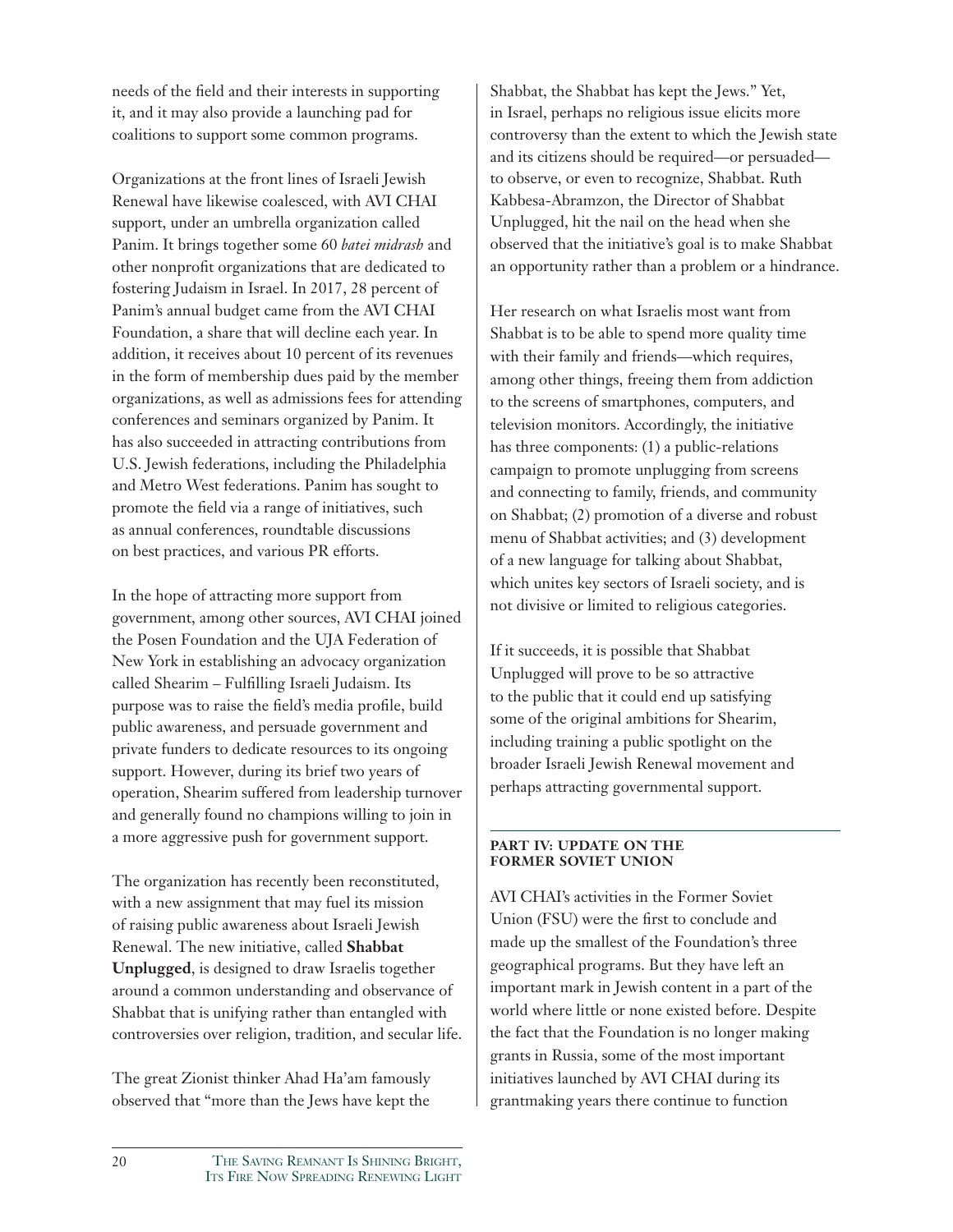needs of the field and their interests in supporting it, and it may also provide a launching pad for coalitions to support some common programs.

Organizations at the front lines of Israeli Jewish Renewal have likewise coalesced, with AVI CHAI support, under an umbrella organization called Panim. It brings together some 60 *batei midrash* and other nonprofit organizations that are dedicated to fostering Judaism in Israel. In 2017, 28 percent of Panim's annual budget came from the AVI CHAI Foundation, a share that will decline each year. In addition, it receives about 10 percent of its revenues in the form of membership dues paid by the member organizations, as well as admissions fees for attending conferences and seminars organized by Panim. It has also succeeded in attracting contributions from U.S. Jewish federations, including the Philadelphia and Metro West federations. Panim has sought to promote the field via a range of initiatives, such as annual conferences, roundtable discussions on best practices, and various PR efforts.

In the hope of attracting more support from government, among other sources, AVI CHAI joined the Posen Foundation and the UJA Federation of New York in establishing an advocacy organization called Shearim – Fulfilling Israeli Judaism. Its purpose was to raise the field's media profile, build public awareness, and persuade government and private funders to dedicate resources to its ongoing support. However, during its brief two years of operation, Shearim suffered from leadership turnover and generally found no champions willing to join in a more aggressive push for government support.

The organization has recently been reconstituted, with a new assignment that may fuel its mission of raising public awareness about Israeli Jewish Renewal. The new initiative, called **Shabbat Unplugged**, is designed to draw Israelis together around a common understanding and observance of Shabbat that is unifying rather than entangled with controversies over religion, tradition, and secular life.

The great Zionist thinker Ahad Ha'am famously observed that "more than the Jews have kept the Shabbat, the Shabbat has kept the Jews." Yet, in Israel, perhaps no religious issue elicits more controversy than the extent to which the Jewish state and its citizens should be required—or persuaded—to observe, or even to recognize, Shabbat. Ruth Kabbesa-Abramzon, the Director of Shabbat Unplugged, hit the nail on the head when she observed that the initiative's goal is to make Shabbat an opportunity rather than a problem or a hindrance.

Her research on what Israelis most want from Shabbat is to be able to spend more quality time with their family and friends—which requires, among other things, freeing them from addiction to the screens of smartphones, computers, and television monitors. Accordingly, the initiative has three components: (1) a public-relations campaign to promote unplugging from screens and connecting to family, friends, and community on Shabbat; (2) promotion of a diverse and robust menu of Shabbat activities; and (3) development of a new language for talking about Shabbat, which unites key sectors of Israeli society, and is not divisive or limited to religious categories.

If it succeeds, it is possible that Shabbat Unplugged will prove to be so attractive to the public that it could end up satisfying some of the original ambitions for Shearim, including training a public spotlight on the broader Israeli Jewish Renewal movement and perhaps attracting governmental support.

## PART IV: UPDATE ON THE FORMER SOVIET UNION

AVI CHAI's activities in the Former Soviet Union (FSU) were the first to conclude and made up the smallest of the Foundation's three geographical programs. But they have left an important mark in Jewish content in a part of the world where little or none existed before. Despite the fact that the Foundation is no longer making grants in Russia, some of the most important initiatives launched by AVI CHAI during its grantmaking years there continue to function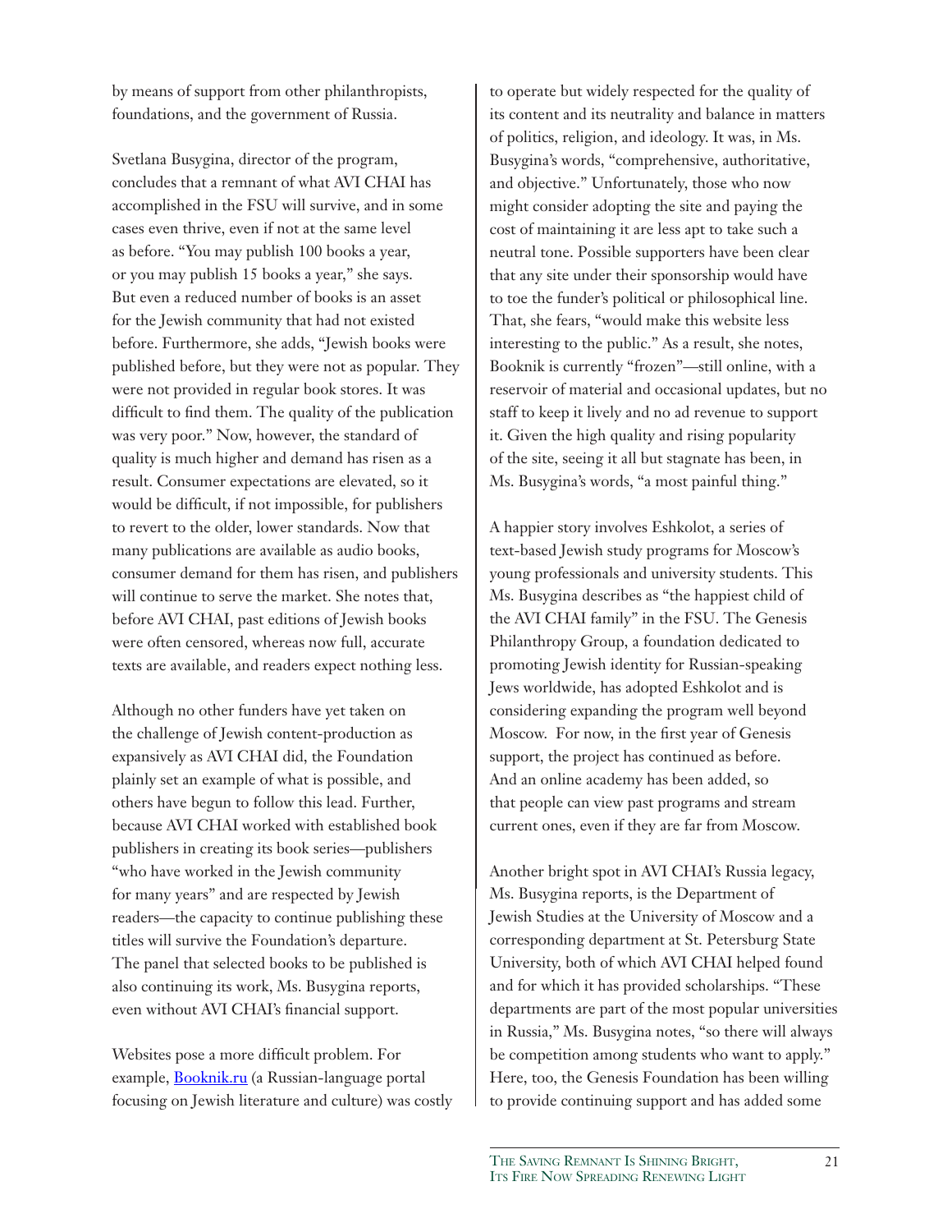by means of support from other philanthropists, foundations, and the government of Russia.

Svetlana Busygina, director of the program, concludes that a remnant of what AVI CHAI has accomplished in the FSU will survive, and in some cases even thrive, even if not at the same level as before. "You may publish 100 books a year, or you may publish 15 books a year," she says. But even a reduced number of books is an asset for the Jewish community that had not existed before. Furthermore, she adds, "Jewish books were published before, but they were not as popular. They were not provided in regular book stores. It was difficult to find them. The quality of the publication was very poor." Now, however, the standard of quality is much higher and demand has risen as a result. Consumer expectations are elevated, so it would be difficult, if not impossible, for publishers to revert to the older, lower standards. Now that many publications are available as audio books, consumer demand for them has risen, and publishers will continue to serve the market. She notes that, before AVI CHAI, past editions of Jewish books were often censored, whereas now full, accurate texts are available, and readers expect nothing less.

Although no other funders have yet taken on the challenge of Jewish content-production as expansively as AVI CHAI did, the Foundation plainly set an example of what is possible, and others have begun to follow this lead. Further, because AVI CHAI worked with established book publishers in creating its book series—publishers "who have worked in the Jewish community for many years" and are respected by Jewish readers—the capacity to continue publishing these titles will survive the Foundation's departure. The panel that selected books to be published is also continuing its work, Ms. Busygina reports, even without AVI CHAI's financial support.

Websites pose a more difficult problem. For example, Booknik.ru (a Russian-language portal focusing on Jewish literature and culture) was costly to operate but widely respected for the quality of its content and its neutrality and balance in matters of politics, religion, and ideology. It was, in Ms. Busygina's words, "comprehensive, authoritative, and objective." Unfortunately, those who now might consider adopting the site and paying the cost of maintaining it are less apt to take such a neutral tone. Possible supporters have been clear that any site under their sponsorship would have to toe the funder's political or philosophical line. That, she fears, "would make this website less interesting to the public." As a result, she notes, Booknik is currently "frozen"—still online, with a reservoir of material and occasional updates, but no staff to keep it lively and no ad revenue to support it. Given the high quality and rising popularity of the site, seeing it all but stagnate has been, in Ms. Busygina's words, "a most painful thing."

A happier story involves Eshkolot, a series of text-based Jewish study programs for Moscow's young professionals and university students. This Ms. Busygina describes as "the happiest child of the AVI CHAI family" in the FSU. The Genesis Philanthropy Group, a foundation dedicated to promoting Jewish identity for Russian-speaking Jews worldwide, has adopted Eshkolot and is considering expanding the program well beyond Moscow. For now, in the first year of Genesis support, the project has continued as before. And an online academy has been added, so that people can view past programs and stream current ones, even if they are far from Moscow.

Another bright spot in AVI CHAI's Russia legacy, Ms. Busygina reports, is the Department of Jewish Studies at the University of Moscow and a corresponding department at St. Petersburg State University, both of which AVI CHAI helped found and for which it has provided scholarships. "These departments are part of the most popular universities in Russia," Ms. Busygina notes, "so there will always be competition among students who want to apply." Here, too, the Genesis Foundation has been willing to provide continuing support and has added some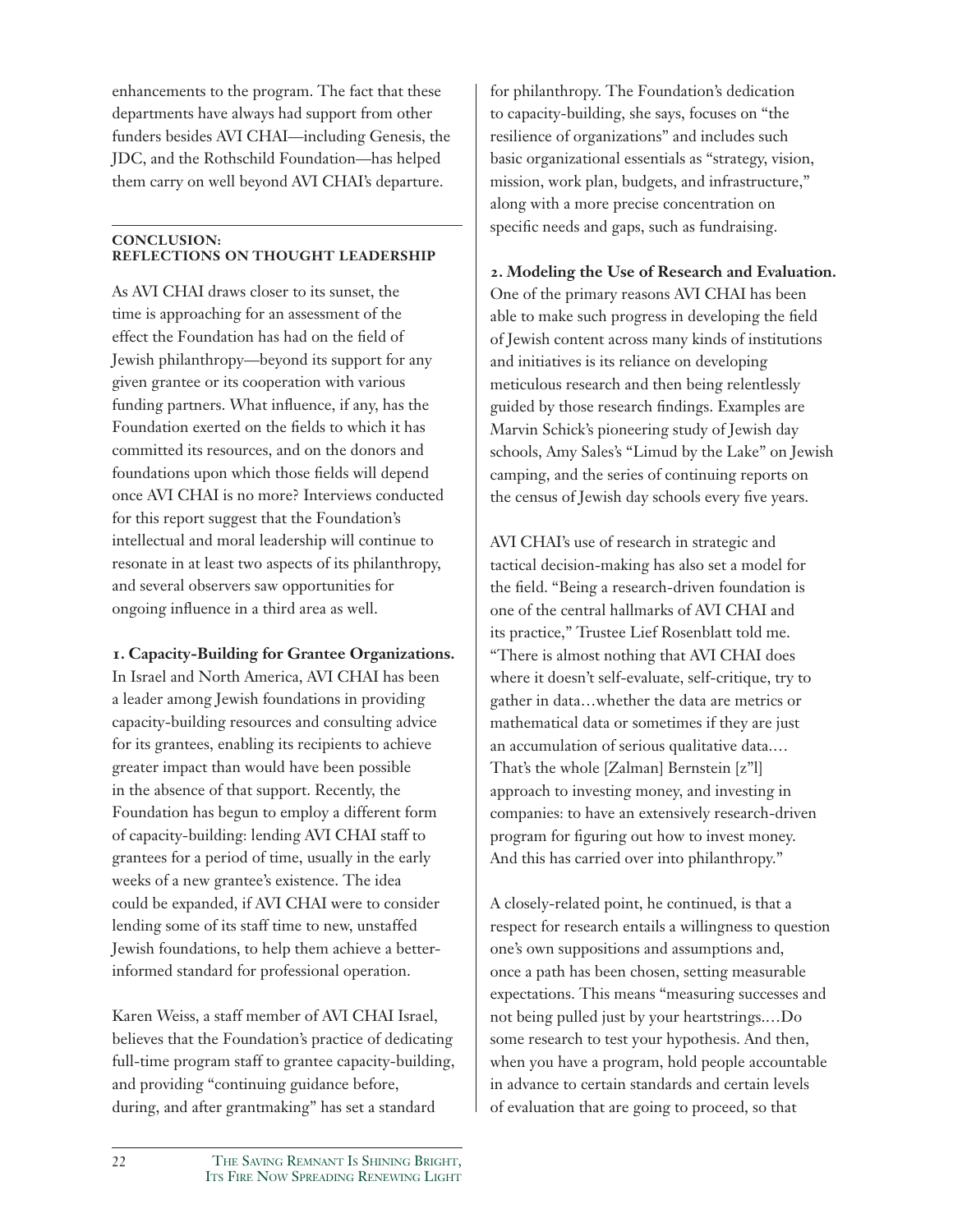enhancements to the program. The fact that these departments have always had support from other funders besides AVI CHAI—including Genesis, the JDC, and the Rothschild Foundation—has helped them carry on well beyond AVI CHAI's departure.

## CONCLUSION: REFLECTIONS ON THOUGHT LEADERSHIP

As AVI CHAI draws closer to its sunset, the time is approaching for an assessment of the effect the Foundation has had on the field of Jewish philanthropy—beyond its support for any given grantee or its cooperation with various funding partners. What influence, if any, has the Foundation exerted on the fields to which it has committed its resources, and on the donors and foundations upon which those fields will depend once AVI CHAI is no more? Interviews conducted for this report suggest that the Foundation's intellectual and moral leadership will continue to resonate in at least two aspects of its philanthropy, and several observers saw opportunities for ongoing influence in a third area as well.

**1. Capacity-Building for Grantee Organizations.** In Israel and North America, AVI CHAI has been a leader among Jewish foundations in providing capacity-building resources and consulting advice for its grantees, enabling its recipients to achieve greater impact than would have been possible in the absence of that support. Recently, the Foundation has begun to employ a different form of capacity-building: lending AVI CHAI staff to grantees for a period of time, usually in the early weeks of a new grantee's existence. The idea could be expanded, if AVI CHAI were to consider lending some of its staff time to new, unstaffed Jewish foundations, to help them achieve a better-informed standard for professional operation.

Karen Weiss, a staff member of AVI CHAI Israel, believes that the Foundation's practice of dedicating full-time program staff to grantee capacity-building, and providing "continuing guidance before, during, and after grantmaking" has set a standard for philanthropy. The Foundation's dedication to capacity-building, she says, focuses on "the resilience of organizations" and includes such basic organizational essentials as "strategy, vision, mission, work plan, budgets, and infrastructure," along with a more precise concentration on specific needs and gaps, such as fundraising.

**2. Modeling the Use of Research and Evaluation.** One of the primary reasons AVI CHAI has been able to make such progress in developing the field of Jewish content across many kinds of institutions and initiatives is its reliance on developing meticulous research and then being relentlessly guided by those research findings. Examples are Marvin Schick's pioneering study of Jewish day schools, Amy Sales's "Limud by the Lake" on Jewish camping, and the series of continuing reports on the census of Jewish day schools every five years.

AVI CHAI's use of research in strategic and tactical decision-making has also set a model for the field. "Being a research-driven foundation is one of the central hallmarks of AVI CHAI and its practice," Trustee Lief Rosenblatt told me. "There is almost nothing that AVI CHAI does where it doesn't self-evaluate, self-critique, try to gather in data…whether the data are metrics or mathematical data or sometimes if they are just an accumulation of serious qualitative data.… That's the whole [Zalman] Bernstein [z"l] approach to investing money, and investing in companies: to have an extensively research-driven program for figuring out how to invest money. And this has carried over into philanthropy."

A closely-related point, he continued, is that a respect for research entails a willingness to question one's own suppositions and assumptions and, once a path has been chosen, setting measurable expectations. This means "measuring successes and not being pulled just by your heartstrings.…Do some research to test your hypothesis. And then, when you have a program, hold people accountable in advance to certain standards and certain levels of evaluation that are going to proceed, so that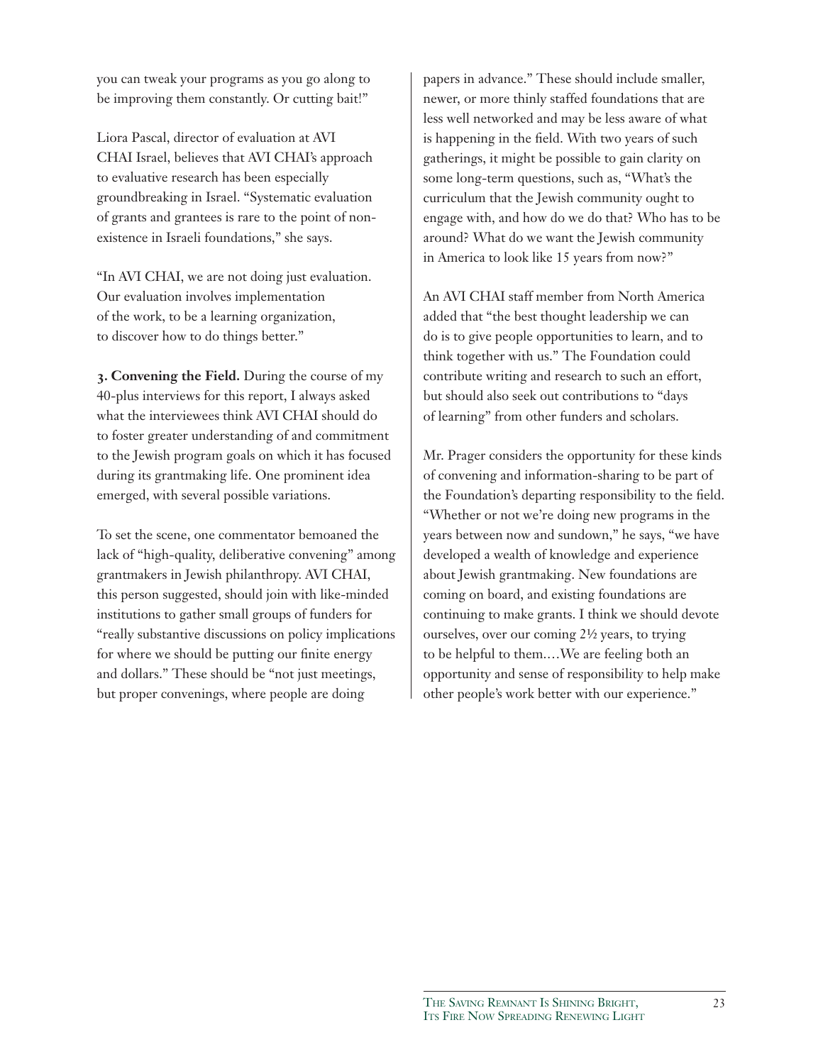you can tweak your programs as you go along to be improving them constantly. Or cutting bait!"

Liora Pascal, director of evaluation at AVI CHAI Israel, believes that AVI CHAI's approach to evaluative research has been especially groundbreaking in Israel. "Systematic evaluation of grants and grantees is rare to the point of non-existence in Israeli foundations," she says.

"In AVI CHAI, we are not doing just evaluation. Our evaluation involves implementation of the work, to be a learning organization, to discover how to do things better."

**3. Convening the Field.** During the course of my 40-plus interviews for this report, I always asked what the interviewees think AVI CHAI should do to foster greater understanding of and commitment to the Jewish program goals on which it has focused during its grantmaking life. One prominent idea emerged, with several possible variations.

To set the scene, one commentator bemoaned the lack of "high-quality, deliberative convening" among grantmakers in Jewish philanthropy. AVI CHAI, this person suggested, should join with like-minded institutions to gather small groups of funders for "really substantive discussions on policy implications for where we should be putting our finite energy and dollars." These should be "not just meetings, but proper convenings, where people are doing papers in advance." These should include smaller, newer, or more thinly staffed foundations that are less well networked and may be less aware of what is happening in the field. With two years of such gatherings, it might be possible to gain clarity on some long-term questions, such as, "What's the curriculum that the Jewish community ought to engage with, and how do we do that? Who has to be around? What do we want the Jewish community in America to look like 15 years from now?"

An AVI CHAI staff member from North America added that "the best thought leadership we can do is to give people opportunities to learn, and to think together with us." The Foundation could contribute writing and research to such an effort, but should also seek out contributions to "days of learning" from other funders and scholars.

Mr. Prager considers the opportunity for these kinds of convening and information-sharing to be part of the Foundation's departing responsibility to the field. "Whether or not we're doing new programs in the years between now and sundown," he says, "we have developed a wealth of knowledge and experience about Jewish grantmaking. New foundations are coming on board, and existing foundations are continuing to make grants. I think we should devote ourselves, over our coming 2½ years, to trying to be helpful to them.…We are feeling both an opportunity and sense of responsibility to help make other people's work better with our experience."